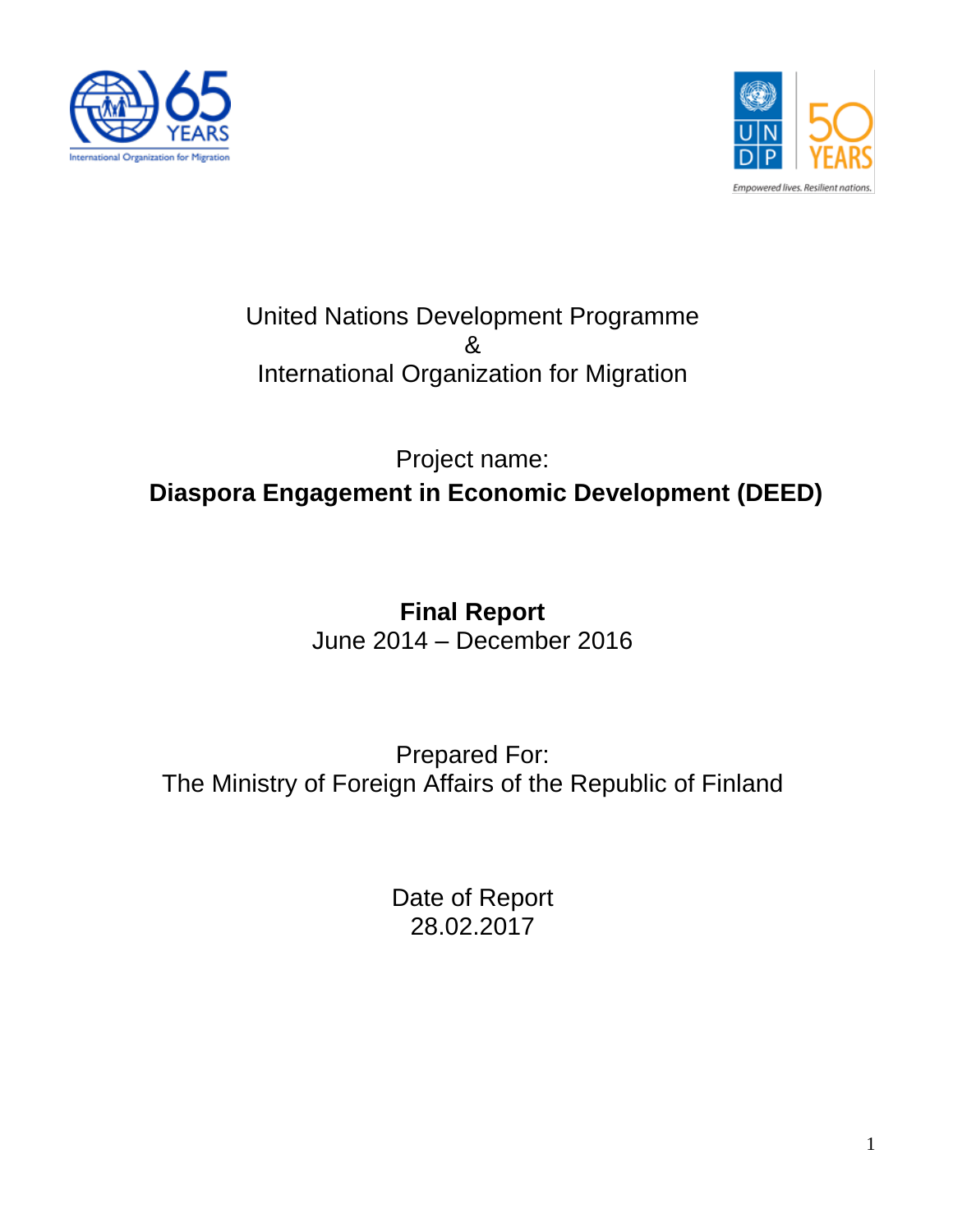United Nations Development Programme

&

International Organization for Migration

Project name:

**Diaspora Engagement in Economic Development (DEED)**

**Final Report**

June 2014 – December 2016

Prepared For:

The Ministry of Foreign Affairs of the Republic of Finland

Date of Report

28.02.2017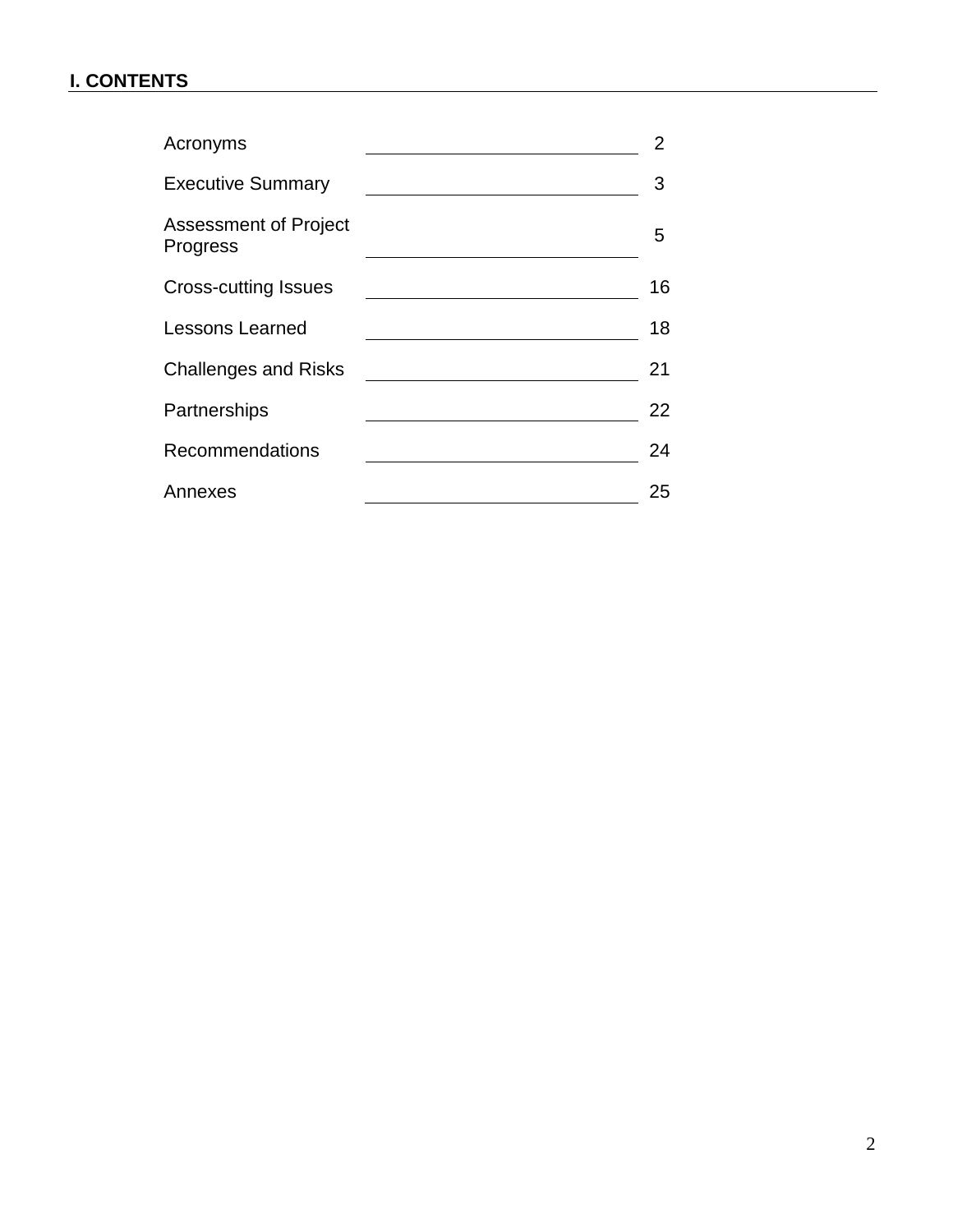## I. CONTENTS

| Section | Page |
| --- | --- |
| Acronyms | 2 |
| Executive Summary | 3 |
| Assessment of Project Progress | 5 |
| Cross-cutting Issues | 16 |
| Lessons Learned | 18 |
| Challenges and Risks | 21 |
| Partnerships | 22 |
| Recommendations | 24 |
| Annexes | 25 |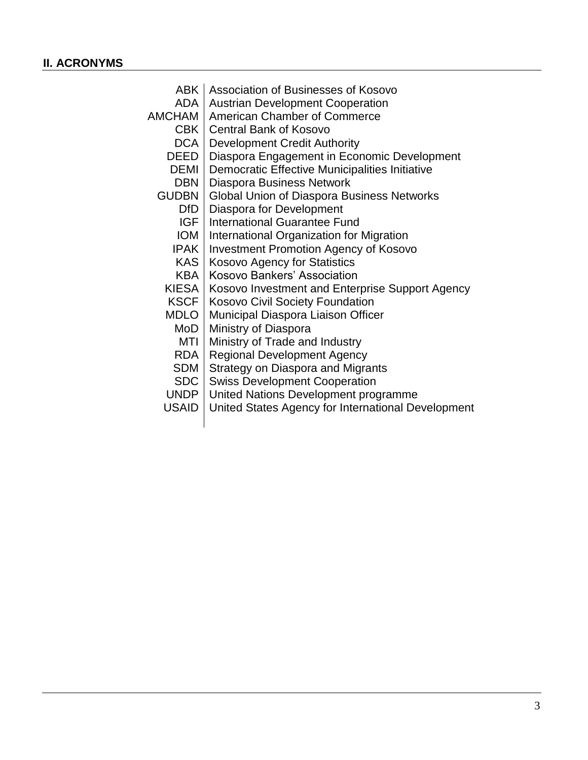## II. ACRONYMS

| | |
|---|---|
| ABK | Association of Businesses of Kosovo |
| ADA | Austrian Development Cooperation |
| AMCHAM | American Chamber of Commerce |
| CBK | Central Bank of Kosovo |
| DCA | Development Credit Authority |
| DEED | Diaspora Engagement in Economic Development |
| DEMI | Democratic Effective Municipalities Initiative |
| DBN | Diaspora Business Network |
| GUDBN | Global Union of Diaspora Business Networks |
| DfD | Diaspora for Development |
| IGF | International Guarantee Fund |
| IOM | International Organization for Migration |
| IPAK | Investment Promotion Agency of Kosovo |
| KAS | Kosovo Agency for Statistics |
| KBA | Kosovo Bankers' Association |
| KIESA | Kosovo Investment and Enterprise Support Agency |
| KSCF | Kosovo Civil Society Foundation |
| MDLO | Municipal Diaspora Liaison Officer |
| MoD | Ministry of Diaspora |
| MTI | Ministry of Trade and Industry |
| RDA | Regional Development Agency |
| SDM | Strategy on Diaspora and Migrants |
| SDC | Swiss Development Cooperation |
| UNDP | United Nations Development programme |
| USAID | United States Agency for International Development |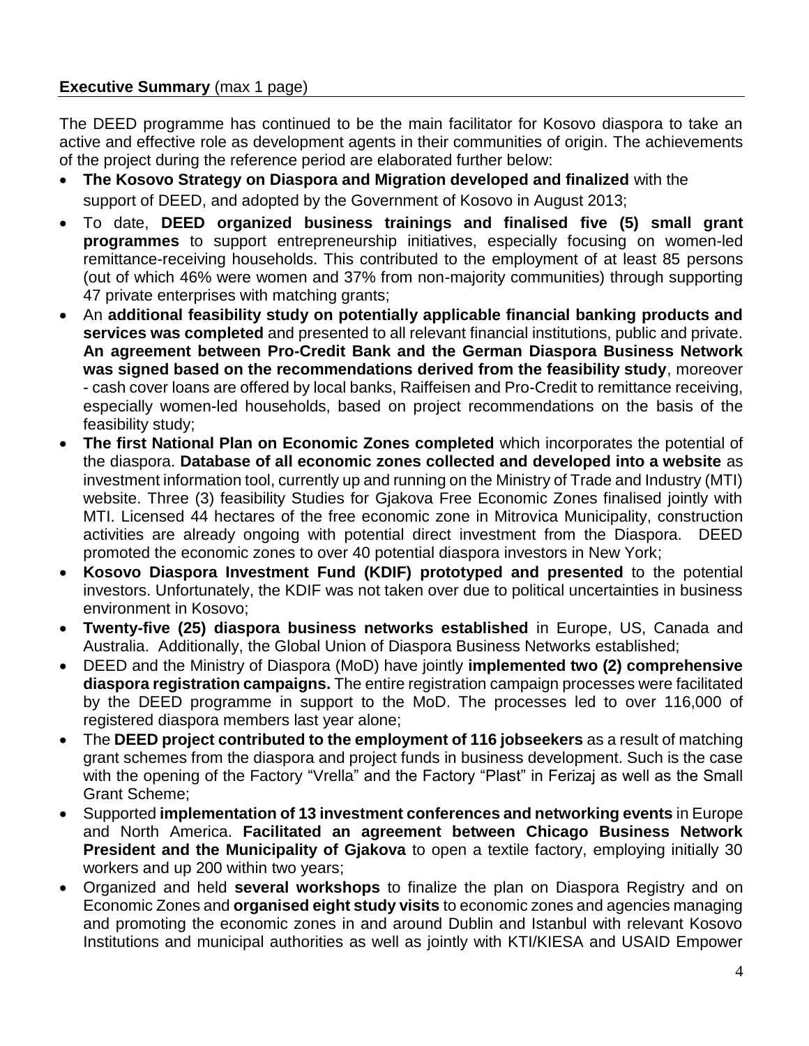**Executive Summary** (max 1 page)

The DEED programme has continued to be the main facilitator for Kosovo diaspora to take an active and effective role as development agents in their communities of origin. The achievements of the project during the reference period are elaborated further below:

- **The Kosovo Strategy on Diaspora and Migration developed and finalized** with the support of DEED, and adopted by the Government of Kosovo in August 2013;
- To date, **DEED organized business trainings and finalised five (5) small grant programmes** to support entrepreneurship initiatives, especially focusing on women-led remittance-receiving households. This contributed to the employment of at least 85 persons (out of which 46% were women and 37% from non-majority communities) through supporting 47 private enterprises with matching grants;
- An **additional feasibility study on potentially applicable financial banking products and services was completed** and presented to all relevant financial institutions, public and private. **An agreement between Pro-Credit Bank and the German Diaspora Business Network was signed based on the recommendations derived from the feasibility study**, moreover - cash cover loans are offered by local banks, Raiffeisen and Pro-Credit to remittance receiving, especially women-led households, based on project recommendations on the basis of the feasibility study;
- **The first National Plan on Economic Zones completed** which incorporates the potential of the diaspora. **Database of all economic zones collected and developed into a website** as investment information tool, currently up and running on the Ministry of Trade and Industry (MTI) website. Three (3) feasibility Studies for Gjakova Free Economic Zones finalised jointly with MTI. Licensed 44 hectares of the free economic zone in Mitrovica Municipality, construction activities are already ongoing with potential direct investment from the Diaspora. DEED promoted the economic zones to over 40 potential diaspora investors in New York;
- **Kosovo Diaspora Investment Fund (KDIF) prototyped and presented** to the potential investors. Unfortunately, the KDIF was not taken over due to political uncertainties in business environment in Kosovo;
- **Twenty-five (25) diaspora business networks established** in Europe, US, Canada and Australia. Additionally, the Global Union of Diaspora Business Networks established;
- DEED and the Ministry of Diaspora (MoD) have jointly **implemented two (2) comprehensive diaspora registration campaigns.** The entire registration campaign processes were facilitated by the DEED programme in support to the MoD. The processes led to over 116,000 of registered diaspora members last year alone;
- The **DEED project contributed to the employment of 116 jobseekers** as a result of matching grant schemes from the diaspora and project funds in business development. Such is the case with the opening of the Factory "Vrella" and the Factory "Plast" in Ferizaj as well as the Small Grant Scheme;
- Supported **implementation of 13 investment conferences and networking events** in Europe and North America. **Facilitated an agreement between Chicago Business Network President and the Municipality of Gjakova** to open a textile factory, employing initially 30 workers and up 200 within two years;
- Organized and held **several workshops** to finalize the plan on Diaspora Registry and on Economic Zones and **organised eight study visits** to economic zones and agencies managing and promoting the economic zones in and around Dublin and Istanbul with relevant Kosovo Institutions and municipal authorities as well as jointly with KTI/KIESA and USAID Empower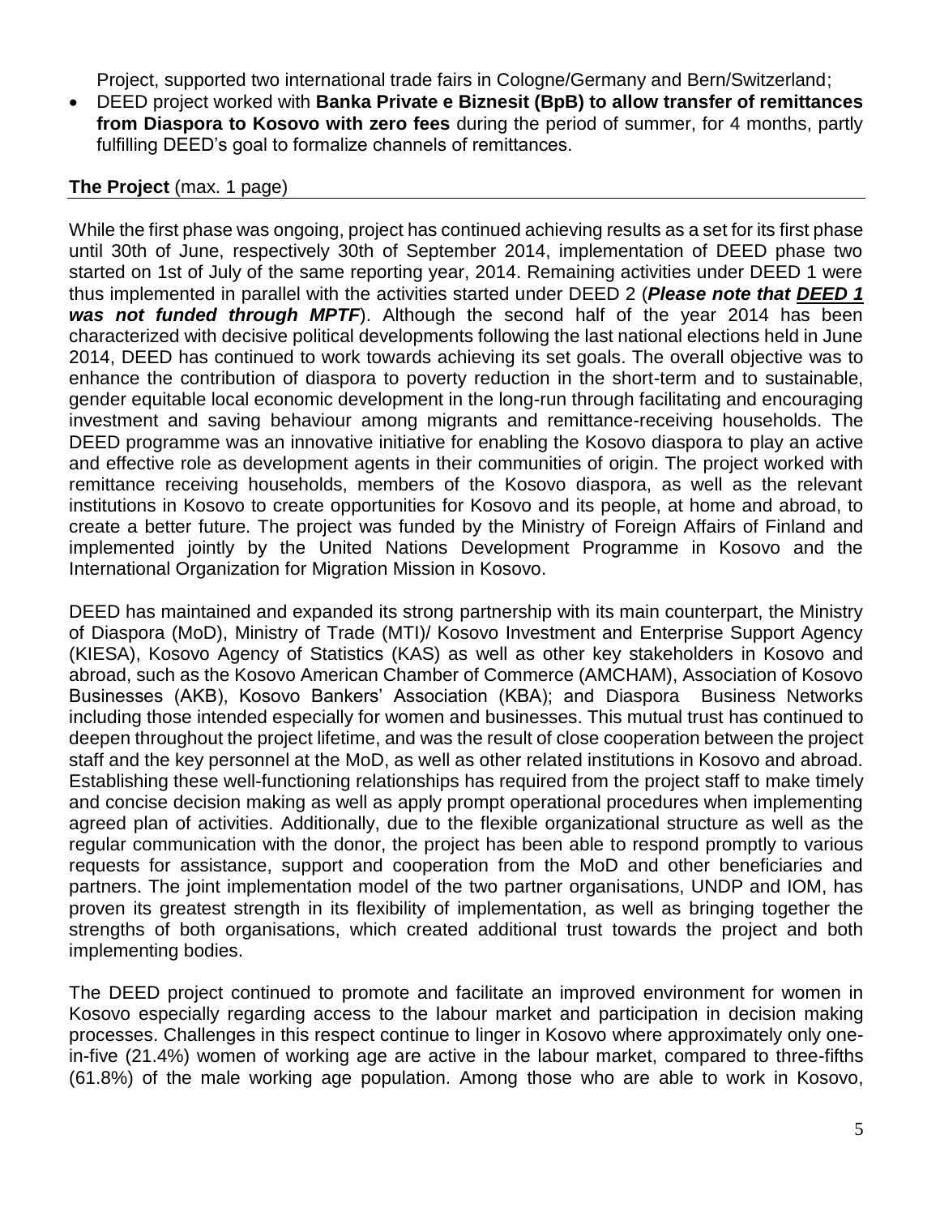Project, supported two international trade fairs in Cologne/Germany and Bern/Switzerland;

- DEED project worked with **Banka Private e Biznesit (BpB) to allow transfer of remittances from Diaspora to Kosovo with zero fees** during the period of summer, for 4 months, partly fulfilling DEED's goal to formalize channels of remittances.

**The Project** (max. 1 page)

While the first phase was ongoing, project has continued achieving results as a set for its first phase until 30th of June, respectively 30th of September 2014, implementation of DEED phase two started on 1st of July of the same reporting year, 2014. Remaining activities under DEED 1 were thus implemented in parallel with the activities started under DEED 2 (***Please note that DEED 1 was not funded through MPTF***). Although the second half of the year 2014 has been characterized with decisive political developments following the last national elections held in June 2014, DEED has continued to work towards achieving its set goals. The overall objective was to enhance the contribution of diaspora to poverty reduction in the short-term and to sustainable, gender equitable local economic development in the long-run through facilitating and encouraging investment and saving behaviour among migrants and remittance-receiving households. The DEED programme was an innovative initiative for enabling the Kosovo diaspora to play an active and effective role as development agents in their communities of origin. The project worked with remittance receiving households, members of the Kosovo diaspora, as well as the relevant institutions in Kosovo to create opportunities for Kosovo and its people, at home and abroad, to create a better future. The project was funded by the Ministry of Foreign Affairs of Finland and implemented jointly by the United Nations Development Programme in Kosovo and the International Organization for Migration Mission in Kosovo.

DEED has maintained and expanded its strong partnership with its main counterpart, the Ministry of Diaspora (MoD), Ministry of Trade (MTI)/ Kosovo Investment and Enterprise Support Agency (KIESA), Kosovo Agency of Statistics (KAS) as well as other key stakeholders in Kosovo and abroad, such as the Kosovo American Chamber of Commerce (AMCHAM), Association of Kosovo Businesses (AKB), Kosovo Bankers' Association (KBA); and Diaspora Business Networks including those intended especially for women and businesses. This mutual trust has continued to deepen throughout the project lifetime, and was the result of close cooperation between the project staff and the key personnel at the MoD, as well as other related institutions in Kosovo and abroad. Establishing these well-functioning relationships has required from the project staff to make timely and concise decision making as well as apply prompt operational procedures when implementing agreed plan of activities. Additionally, due to the flexible organizational structure as well as the regular communication with the donor, the project has been able to respond promptly to various requests for assistance, support and cooperation from the MoD and other beneficiaries and partners. The joint implementation model of the two partner organisations, UNDP and IOM, has proven its greatest strength in its flexibility of implementation, as well as bringing together the strengths of both organisations, which created additional trust towards the project and both implementing bodies.

The DEED project continued to promote and facilitate an improved environment for women in Kosovo especially regarding access to the labour market and participation in decision making processes. Challenges in this respect continue to linger in Kosovo where approximately only one-in-five (21.4%) women of working age are active in the labour market, compared to three-fifths (61.8%) of the male working age population. Among those who are able to work in Kosovo,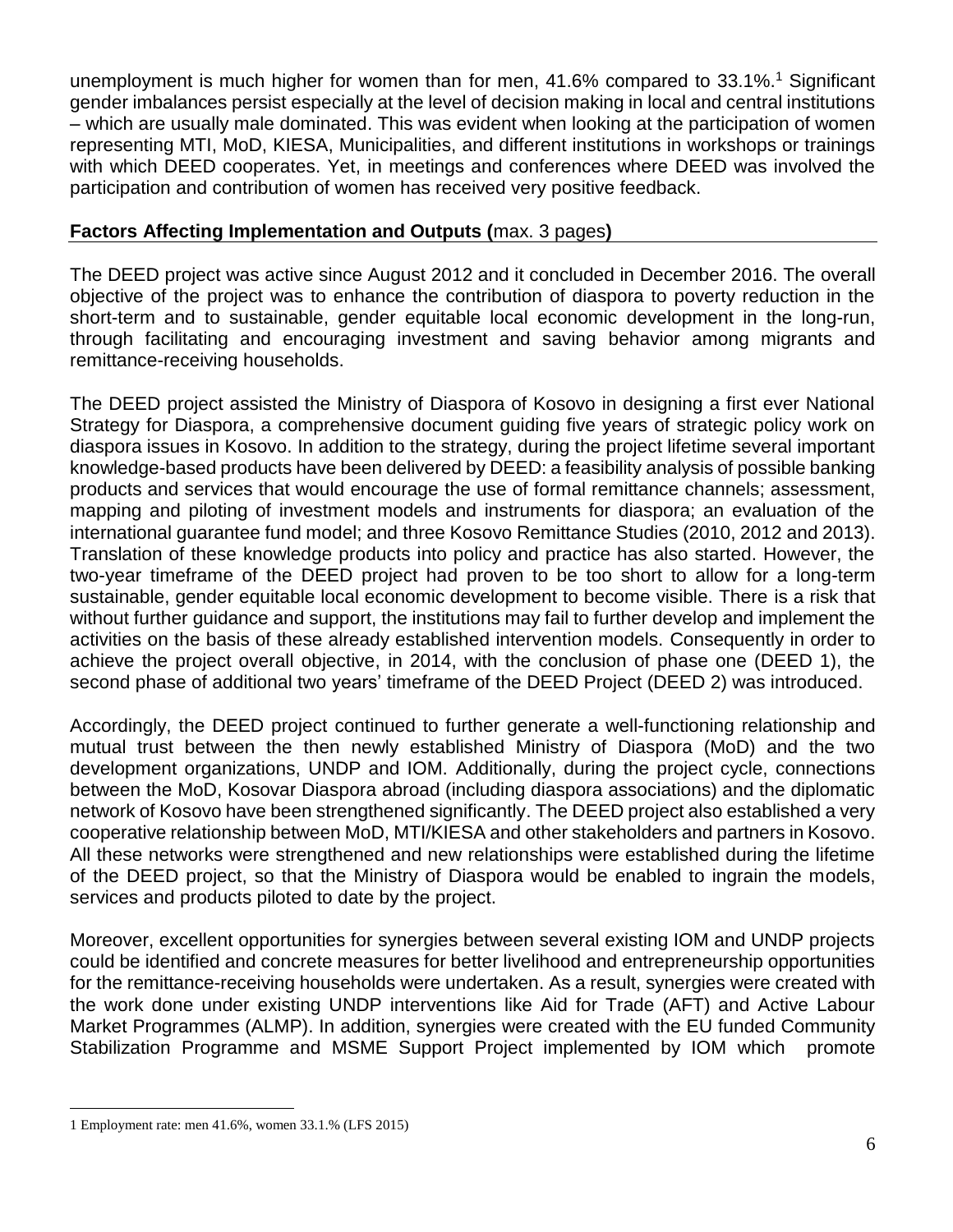unemployment is much higher for women than for men, 41.6% compared to 33.1%.[1] Significant gender imbalances persist especially at the level of decision making in local and central institutions – which are usually male dominated. This was evident when looking at the participation of women representing MTI, MoD, KIESA, Municipalities, and different institutions in workshops or trainings with which DEED cooperates. Yet, in meetings and conferences where DEED was involved the participation and contribution of women has received very positive feedback.

## Factors Affecting Implementation and Outputs (max. 3 pages)

The DEED project was active since August 2012 and it concluded in December 2016. The overall objective of the project was to enhance the contribution of diaspora to poverty reduction in the short-term and to sustainable, gender equitable local economic development in the long-run, through facilitating and encouraging investment and saving behavior among migrants and remittance-receiving households.

The DEED project assisted the Ministry of Diaspora of Kosovo in designing a first ever National Strategy for Diaspora, a comprehensive document guiding five years of strategic policy work on diaspora issues in Kosovo. In addition to the strategy, during the project lifetime several important knowledge-based products have been delivered by DEED: a feasibility analysis of possible banking products and services that would encourage the use of formal remittance channels; assessment, mapping and piloting of investment models and instruments for diaspora; an evaluation of the international guarantee fund model; and three Kosovo Remittance Studies (2010, 2012 and 2013). Translation of these knowledge products into policy and practice has also started. However, the two-year timeframe of the DEED project had proven to be too short to allow for a long-term sustainable, gender equitable local economic development to become visible. There is a risk that without further guidance and support, the institutions may fail to further develop and implement the activities on the basis of these already established intervention models. Consequently in order to achieve the project overall objective, in 2014, with the conclusion of phase one (DEED 1), the second phase of additional two years' timeframe of the DEED Project (DEED 2) was introduced.

Accordingly, the DEED project continued to further generate a well-functioning relationship and mutual trust between the then newly established Ministry of Diaspora (MoD) and the two development organizations, UNDP and IOM. Additionally, during the project cycle, connections between the MoD, Kosovar Diaspora abroad (including diaspora associations) and the diplomatic network of Kosovo have been strengthened significantly. The DEED project also established a very cooperative relationship between MoD, MTI/KIESA and other stakeholders and partners in Kosovo. All these networks were strengthened and new relationships were established during the lifetime of the DEED project, so that the Ministry of Diaspora would be enabled to ingrain the models, services and products piloted to date by the project.

Moreover, excellent opportunities for synergies between several existing IOM and UNDP projects could be identified and concrete measures for better livelihood and entrepreneurship opportunities for the remittance-receiving households were undertaken. As a result, synergies were created with the work done under existing UNDP interventions like Aid for Trade (AFT) and Active Labour Market Programmes (ALMP). In addition, synergies were created with the EU funded Community Stabilization Programme and MSME Support Project implemented by IOM which promote

---

[1] Employment rate: men 41.6%, women 33.1.% (LFS 2015)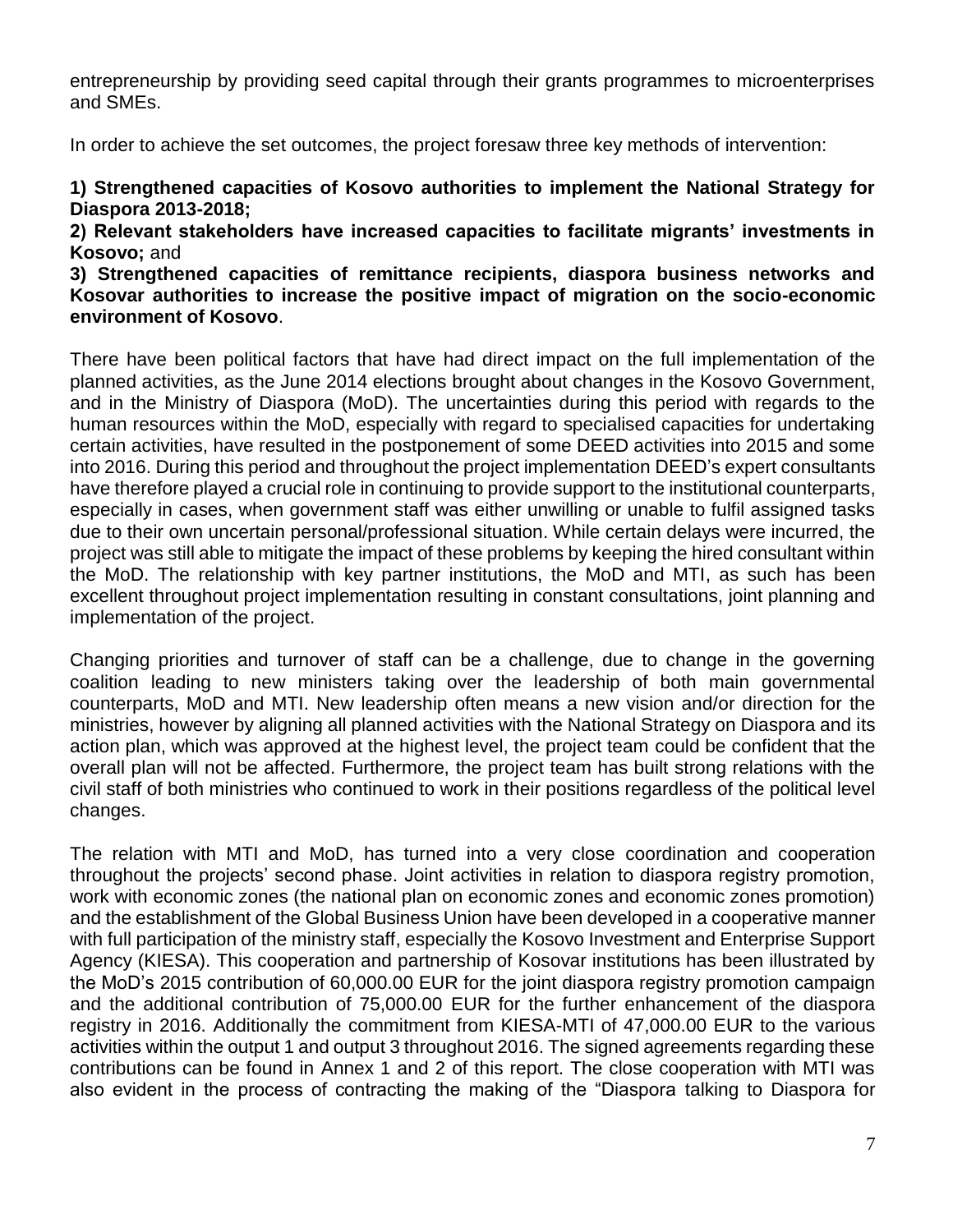entrepreneurship by providing seed capital through their grants programmes to microenterprises and SMEs.

In order to achieve the set outcomes, the project foresaw three key methods of intervention:

**1) Strengthened capacities of Kosovo authorities to implement the National Strategy for Diaspora 2013-2018;**
**2) Relevant stakeholders have increased capacities to facilitate migrants' investments in Kosovo;** and
**3) Strengthened capacities of remittance recipients, diaspora business networks and Kosovar authorities to increase the positive impact of migration on the socio-economic environment of Kosovo**.

There have been political factors that have had direct impact on the full implementation of the planned activities, as the June 2014 elections brought about changes in the Kosovo Government, and in the Ministry of Diaspora (MoD). The uncertainties during this period with regards to the human resources within the MoD, especially with regard to specialised capacities for undertaking certain activities, have resulted in the postponement of some DEED activities into 2015 and some into 2016. During this period and throughout the project implementation DEED's expert consultants have therefore played a crucial role in continuing to provide support to the institutional counterparts, especially in cases, when government staff was either unwilling or unable to fulfil assigned tasks due to their own uncertain personal/professional situation. While certain delays were incurred, the project was still able to mitigate the impact of these problems by keeping the hired consultant within the MoD. The relationship with key partner institutions, the MoD and MTI, as such has been excellent throughout project implementation resulting in constant consultations, joint planning and implementation of the project.

Changing priorities and turnover of staff can be a challenge, due to change in the governing coalition leading to new ministers taking over the leadership of both main governmental counterparts, MoD and MTI. New leadership often means a new vision and/or direction for the ministries, however by aligning all planned activities with the National Strategy on Diaspora and its action plan, which was approved at the highest level, the project team could be confident that the overall plan will not be affected. Furthermore, the project team has built strong relations with the civil staff of both ministries who continued to work in their positions regardless of the political level changes.

The relation with MTI and MoD, has turned into a very close coordination and cooperation throughout the projects' second phase. Joint activities in relation to diaspora registry promotion, work with economic zones (the national plan on economic zones and economic zones promotion) and the establishment of the Global Business Union have been developed in a cooperative manner with full participation of the ministry staff, especially the Kosovo Investment and Enterprise Support Agency (KIESA). This cooperation and partnership of Kosovar institutions has been illustrated by the MoD's 2015 contribution of 60,000.00 EUR for the joint diaspora registry promotion campaign and the additional contribution of 75,000.00 EUR for the further enhancement of the diaspora registry in 2016. Additionally the commitment from KIESA-MTI of 47,000.00 EUR to the various activities within the output 1 and output 3 throughout 2016. The signed agreements regarding these contributions can be found in Annex 1 and 2 of this report. The close cooperation with MTI was also evident in the process of contracting the making of the "Diaspora talking to Diaspora for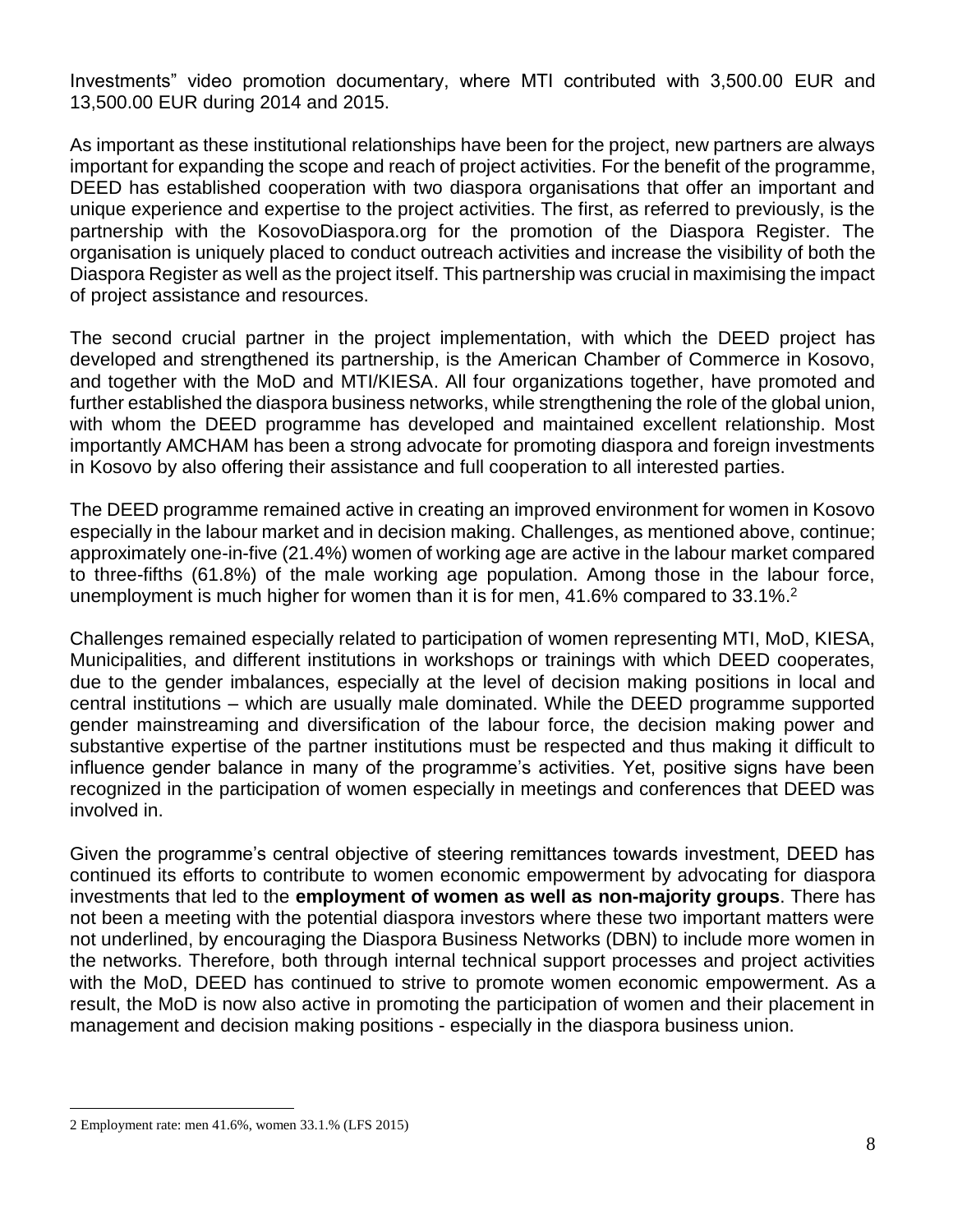Investments" video promotion documentary, where MTI contributed with 3,500.00 EUR and 13,500.00 EUR during 2014 and 2015.

As important as these institutional relationships have been for the project, new partners are always important for expanding the scope and reach of project activities. For the benefit of the programme, DEED has established cooperation with two diaspora organisations that offer an important and unique experience and expertise to the project activities. The first, as referred to previously, is the partnership with the KosovoDiaspora.org for the promotion of the Diaspora Register. The organisation is uniquely placed to conduct outreach activities and increase the visibility of both the Diaspora Register as well as the project itself. This partnership was crucial in maximising the impact of project assistance and resources.

The second crucial partner in the project implementation, with which the DEED project has developed and strengthened its partnership, is the American Chamber of Commerce in Kosovo, and together with the MoD and MTI/KIESA. All four organizations together, have promoted and further established the diaspora business networks, while strengthening the role of the global union, with whom the DEED programme has developed and maintained excellent relationship. Most importantly AMCHAM has been a strong advocate for promoting diaspora and foreign investments in Kosovo by also offering their assistance and full cooperation to all interested parties.

The DEED programme remained active in creating an improved environment for women in Kosovo especially in the labour market and in decision making. Challenges, as mentioned above, continue; approximately one-in-five (21.4%) women of working age are active in the labour market compared to three-fifths (61.8%) of the male working age population. Among those in the labour force, unemployment is much higher for women than it is for men, 41.6% compared to 33.1%.[2]

Challenges remained especially related to participation of women representing MTI, MoD, KIESA, Municipalities, and different institutions in workshops or trainings with which DEED cooperates, due to the gender imbalances, especially at the level of decision making positions in local and central institutions – which are usually male dominated. While the DEED programme supported gender mainstreaming and diversification of the labour force, the decision making power and substantive expertise of the partner institutions must be respected and thus making it difficult to influence gender balance in many of the programme's activities. Yet, positive signs have been recognized in the participation of women especially in meetings and conferences that DEED was involved in.

Given the programme's central objective of steering remittances towards investment, DEED has continued its efforts to contribute to women economic empowerment by advocating for diaspora investments that led to the **employment of women as well as non-majority groups**. There has not been a meeting with the potential diaspora investors where these two important matters were not underlined, by encouraging the Diaspora Business Networks (DBN) to include more women in the networks. Therefore, both through internal technical support processes and project activities with the MoD, DEED has continued to strive to promote women economic empowerment. As a result, the MoD is now also active in promoting the participation of women and their placement in management and decision making positions - especially in the diaspora business union.

---

2 Employment rate: men 41.6%, women 33.1.% (LFS 2015)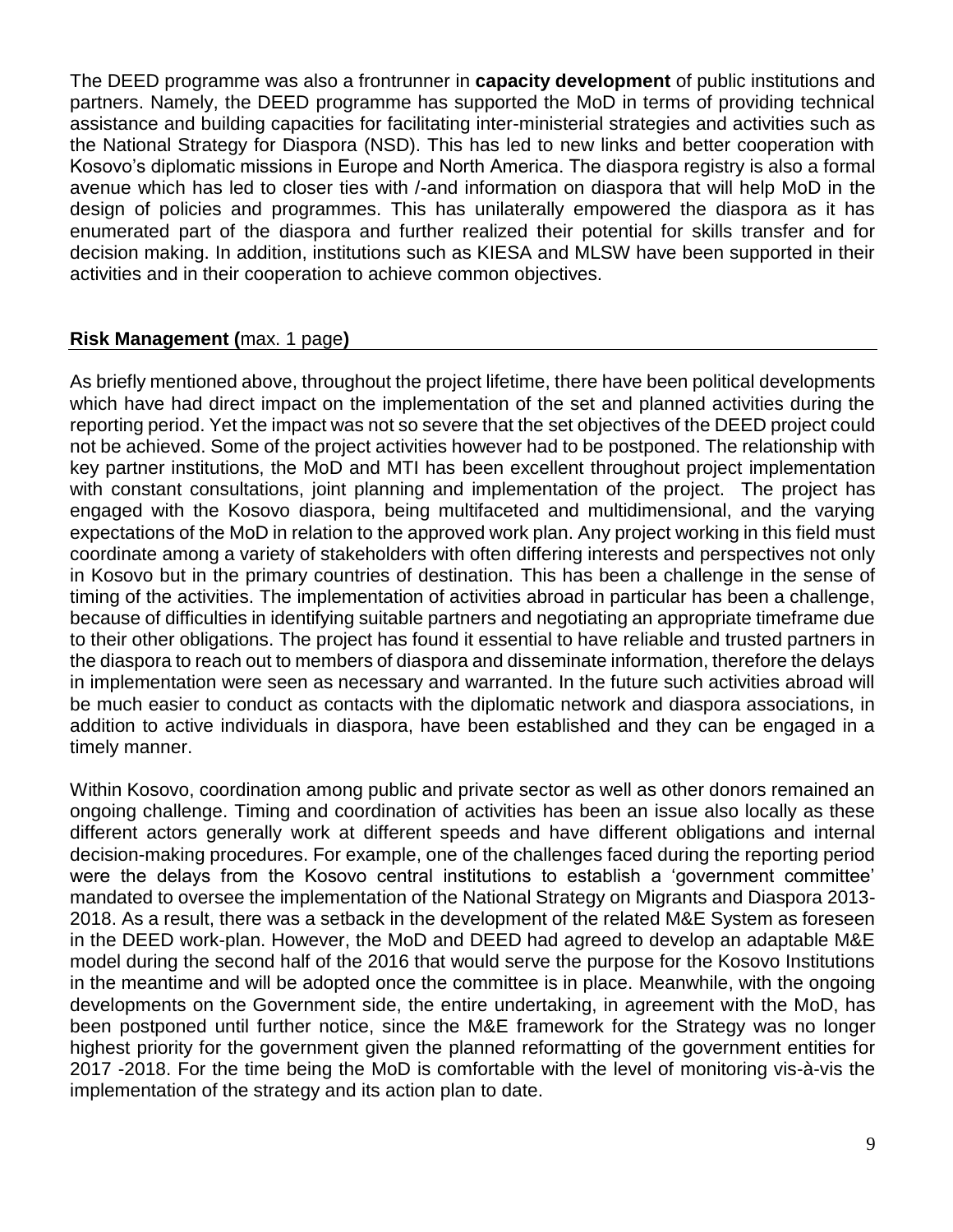The DEED programme was also a frontrunner in **capacity development** of public institutions and partners. Namely, the DEED programme has supported the MoD in terms of providing technical assistance and building capacities for facilitating inter-ministerial strategies and activities such as the National Strategy for Diaspora (NSD). This has led to new links and better cooperation with Kosovo's diplomatic missions in Europe and North America. The diaspora registry is also a formal avenue which has led to closer ties with /-and information on diaspora that will help MoD in the design of policies and programmes. This has unilaterally empowered the diaspora as it has enumerated part of the diaspora and further realized their potential for skills transfer and for decision making. In addition, institutions such as KIESA and MLSW have been supported in their activities and in their cooperation to achieve common objectives.

## **Risk Management (**max. 1 page**)**

As briefly mentioned above, throughout the project lifetime, there have been political developments which have had direct impact on the implementation of the set and planned activities during the reporting period. Yet the impact was not so severe that the set objectives of the DEED project could not be achieved. Some of the project activities however had to be postponed. The relationship with key partner institutions, the MoD and MTI has been excellent throughout project implementation with constant consultations, joint planning and implementation of the project. The project has engaged with the Kosovo diaspora, being multifaceted and multidimensional, and the varying expectations of the MoD in relation to the approved work plan. Any project working in this field must coordinate among a variety of stakeholders with often differing interests and perspectives not only in Kosovo but in the primary countries of destination. This has been a challenge in the sense of timing of the activities. The implementation of activities abroad in particular has been a challenge, because of difficulties in identifying suitable partners and negotiating an appropriate timeframe due to their other obligations. The project has found it essential to have reliable and trusted partners in the diaspora to reach out to members of diaspora and disseminate information, therefore the delays in implementation were seen as necessary and warranted. In the future such activities abroad will be much easier to conduct as contacts with the diplomatic network and diaspora associations, in addition to active individuals in diaspora, have been established and they can be engaged in a timely manner.

Within Kosovo, coordination among public and private sector as well as other donors remained an ongoing challenge. Timing and coordination of activities has been an issue also locally as these different actors generally work at different speeds and have different obligations and internal decision-making procedures. For example, one of the challenges faced during the reporting period were the delays from the Kosovo central institutions to establish a 'government committee' mandated to oversee the implementation of the National Strategy on Migrants and Diaspora 2013-2018. As a result, there was a setback in the development of the related M&E System as foreseen in the DEED work-plan. However, the MoD and DEED had agreed to develop an adaptable M&E model during the second half of the 2016 that would serve the purpose for the Kosovo Institutions in the meantime and will be adopted once the committee is in place. Meanwhile, with the ongoing developments on the Government side, the entire undertaking, in agreement with the MoD, has been postponed until further notice, since the M&E framework for the Strategy was no longer highest priority for the government given the planned reformatting of the government entities for 2017 -2018. For the time being the MoD is comfortable with the level of monitoring vis-à-vis the implementation of the strategy and its action plan to date.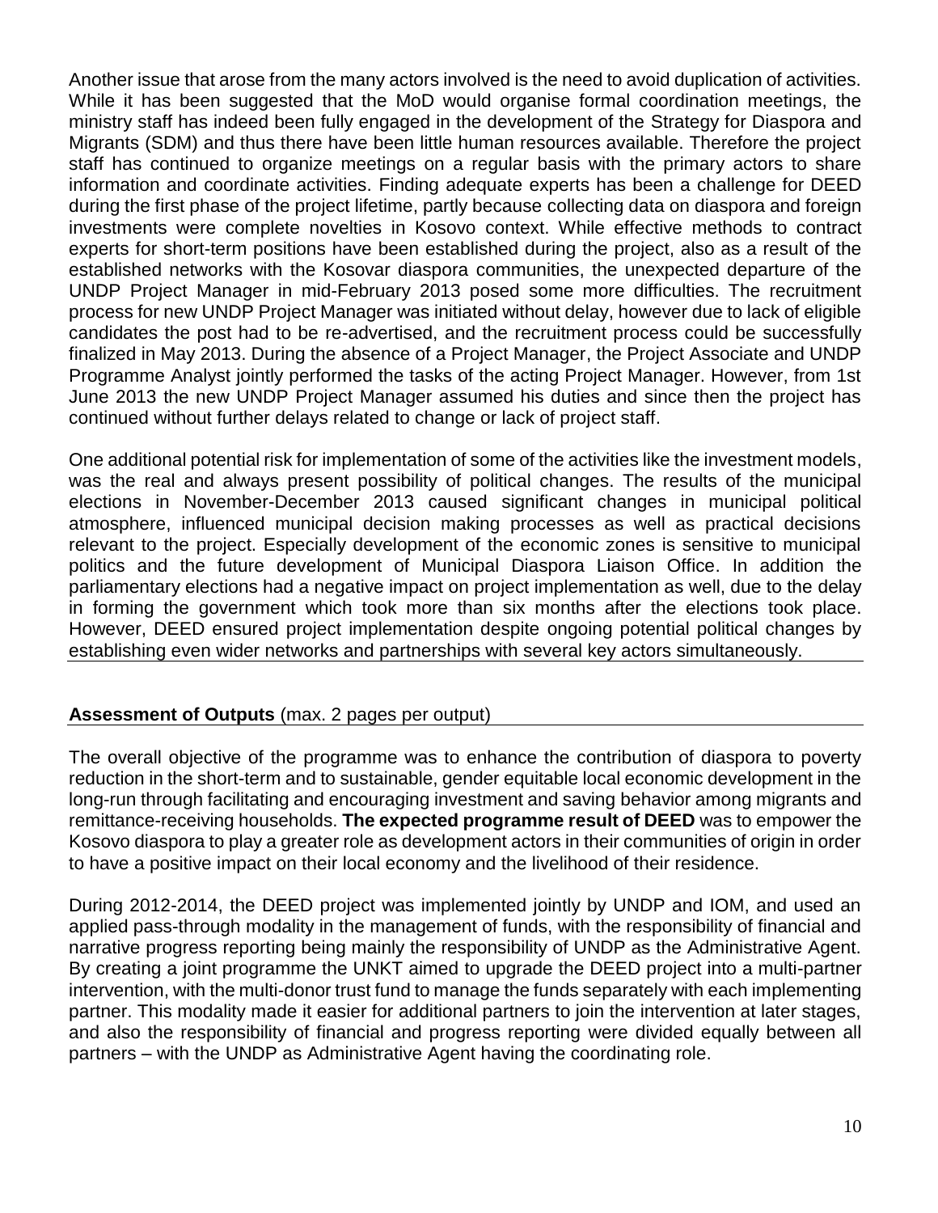Another issue that arose from the many actors involved is the need to avoid duplication of activities. While it has been suggested that the MoD would organise formal coordination meetings, the ministry staff has indeed been fully engaged in the development of the Strategy for Diaspora and Migrants (SDM) and thus there have been little human resources available. Therefore the project staff has continued to organize meetings on a regular basis with the primary actors to share information and coordinate activities. Finding adequate experts has been a challenge for DEED during the first phase of the project lifetime, partly because collecting data on diaspora and foreign investments were complete novelties in Kosovo context. While effective methods to contract experts for short-term positions have been established during the project, also as a result of the established networks with the Kosovar diaspora communities, the unexpected departure of the UNDP Project Manager in mid-February 2013 posed some more difficulties. The recruitment process for new UNDP Project Manager was initiated without delay, however due to lack of eligible candidates the post had to be re-advertised, and the recruitment process could be successfully finalized in May 2013. During the absence of a Project Manager, the Project Associate and UNDP Programme Analyst jointly performed the tasks of the acting Project Manager. However, from 1st June 2013 the new UNDP Project Manager assumed his duties and since then the project has continued without further delays related to change or lack of project staff.

One additional potential risk for implementation of some of the activities like the investment models, was the real and always present possibility of political changes. The results of the municipal elections in November-December 2013 caused significant changes in municipal political atmosphere, influenced municipal decision making processes as well as practical decisions relevant to the project. Especially development of the economic zones is sensitive to municipal politics and the future development of Municipal Diaspora Liaison Office. In addition the parliamentary elections had a negative impact on project implementation as well, due to the delay in forming the government which took more than six months after the elections took place. However, DEED ensured project implementation despite ongoing potential political changes by establishing even wider networks and partnerships with several key actors simultaneously.

**Assessment of Outputs** (max. 2 pages per output)

The overall objective of the programme was to enhance the contribution of diaspora to poverty reduction in the short-term and to sustainable, gender equitable local economic development in the long-run through facilitating and encouraging investment and saving behavior among migrants and remittance-receiving households. **The expected programme result of DEED** was to empower the Kosovo diaspora to play a greater role as development actors in their communities of origin in order to have a positive impact on their local economy and the livelihood of their residence.

During 2012-2014, the DEED project was implemented jointly by UNDP and IOM, and used an applied pass-through modality in the management of funds, with the responsibility of financial and narrative progress reporting being mainly the responsibility of UNDP as the Administrative Agent. By creating a joint programme the UNKT aimed to upgrade the DEED project into a multi-partner intervention, with the multi-donor trust fund to manage the funds separately with each implementing partner. This modality made it easier for additional partners to join the intervention at later stages, and also the responsibility of financial and progress reporting were divided equally between all partners – with the UNDP as Administrative Agent having the coordinating role.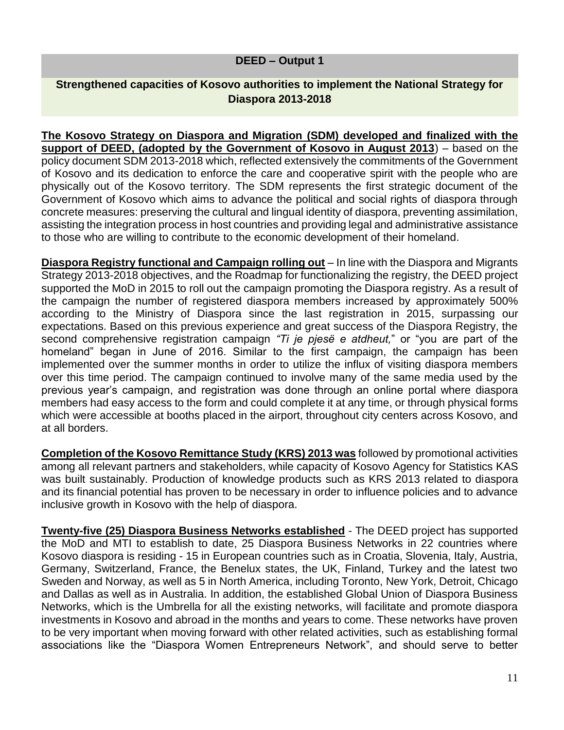## DEED – Output 1

### Strengthened capacities of Kosovo authorities to implement the National Strategy for Diaspora 2013-2018

**The Kosovo Strategy on Diaspora and Migration (SDM) developed and finalized with the support of DEED, (adopted by the Government of Kosovo in August 2013**) – based on the policy document SDM 2013-2018 which, reflected extensively the commitments of the Government of Kosovo and its dedication to enforce the care and cooperative spirit with the people who are physically out of the Kosovo territory. The SDM represents the first strategic document of the Government of Kosovo which aims to advance the political and social rights of diaspora through concrete measures: preserving the cultural and lingual identity of diaspora, preventing assimilation, assisting the integration process in host countries and providing legal and administrative assistance to those who are willing to contribute to the economic development of their homeland.

**Diaspora Registry functional and Campaign rolling out** – In line with the Diaspora and Migrants Strategy 2013-2018 objectives, and the Roadmap for functionalizing the registry, the DEED project supported the MoD in 2015 to roll out the campaign promoting the Diaspora registry. As a result of the campaign the number of registered diaspora members increased by approximately 500% according to the Ministry of Diaspora since the last registration in 2015, surpassing our expectations. Based on this previous experience and great success of the Diaspora Registry, the second comprehensive registration campaign *"Ti je pjesë e atdheut,*" or "you are part of the homeland" began in June of 2016. Similar to the first campaign, the campaign has been implemented over the summer months in order to utilize the influx of visiting diaspora members over this time period. The campaign continued to involve many of the same media used by the previous year's campaign, and registration was done through an online portal where diaspora members had easy access to the form and could complete it at any time, or through physical forms which were accessible at booths placed in the airport, throughout city centers across Kosovo, and at all borders.

**Completion of the Kosovo Remittance Study (KRS) 2013 was** followed by promotional activities among all relevant partners and stakeholders, while capacity of Kosovo Agency for Statistics KAS was built sustainably. Production of knowledge products such as KRS 2013 related to diaspora and its financial potential has proven to be necessary in order to influence policies and to advance inclusive growth in Kosovo with the help of diaspora.

**Twenty-five (25) Diaspora Business Networks established** - The DEED project has supported the MoD and MTI to establish to date, 25 Diaspora Business Networks in 22 countries where Kosovo diaspora is residing - 15 in European countries such as in Croatia, Slovenia, Italy, Austria, Germany, Switzerland, France, the Benelux states, the UK, Finland, Turkey and the latest two Sweden and Norway, as well as 5 in North America, including Toronto, New York, Detroit, Chicago and Dallas as well as in Australia. In addition, the established Global Union of Diaspora Business Networks, which is the Umbrella for all the existing networks, will facilitate and promote diaspora investments in Kosovo and abroad in the months and years to come. These networks have proven to be very important when moving forward with other related activities, such as establishing formal associations like the "Diaspora Women Entrepreneurs Network", and should serve to better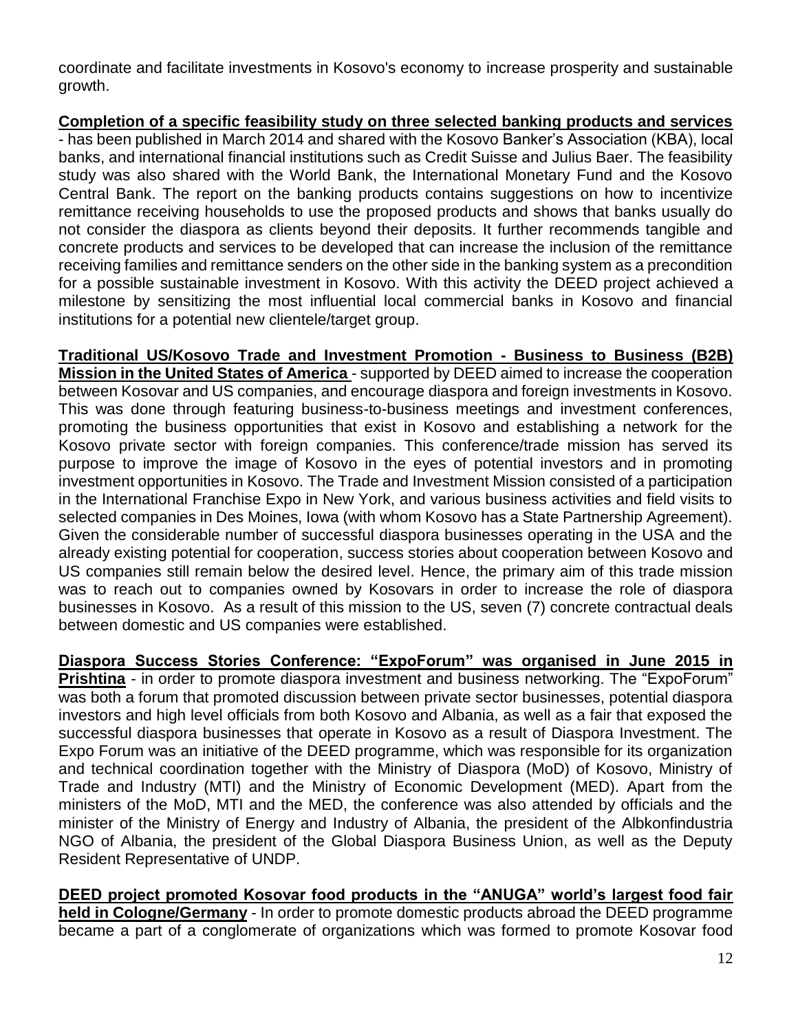coordinate and facilitate investments in Kosovo's economy to increase prosperity and sustainable growth.

**Completion of a specific feasibility study on three selected banking products and services** - has been published in March 2014 and shared with the Kosovo Banker's Association (KBA), local banks, and international financial institutions such as Credit Suisse and Julius Baer. The feasibility study was also shared with the World Bank, the International Monetary Fund and the Kosovo Central Bank. The report on the banking products contains suggestions on how to incentivize remittance receiving households to use the proposed products and shows that banks usually do not consider the diaspora as clients beyond their deposits. It further recommends tangible and concrete products and services to be developed that can increase the inclusion of the remittance receiving families and remittance senders on the other side in the banking system as a precondition for a possible sustainable investment in Kosovo. With this activity the DEED project achieved a milestone by sensitizing the most influential local commercial banks in Kosovo and financial institutions for a potential new clientele/target group.

**Traditional US/Kosovo Trade and Investment Promotion - Business to Business (B2B) Mission in the United States of America** - supported by DEED aimed to increase the cooperation between Kosovar and US companies, and encourage diaspora and foreign investments in Kosovo. This was done through featuring business-to-business meetings and investment conferences, promoting the business opportunities that exist in Kosovo and establishing a network for the Kosovo private sector with foreign companies. This conference/trade mission has served its purpose to improve the image of Kosovo in the eyes of potential investors and in promoting investment opportunities in Kosovo. The Trade and Investment Mission consisted of a participation in the International Franchise Expo in New York, and various business activities and field visits to selected companies in Des Moines, Iowa (with whom Kosovo has a State Partnership Agreement). Given the considerable number of successful diaspora businesses operating in the USA and the already existing potential for cooperation, success stories about cooperation between Kosovo and US companies still remain below the desired level. Hence, the primary aim of this trade mission was to reach out to companies owned by Kosovars in order to increase the role of diaspora businesses in Kosovo. As a result of this mission to the US, seven (7) concrete contractual deals between domestic and US companies were established.

**Diaspora Success Stories Conference: "ExpoForum" was organised in June 2015 in Prishtina** - in order to promote diaspora investment and business networking. The "ExpoForum" was both a forum that promoted discussion between private sector businesses, potential diaspora investors and high level officials from both Kosovo and Albania, as well as a fair that exposed the successful diaspora businesses that operate in Kosovo as a result of Diaspora Investment. The Expo Forum was an initiative of the DEED programme, which was responsible for its organization and technical coordination together with the Ministry of Diaspora (MoD) of Kosovo, Ministry of Trade and Industry (MTI) and the Ministry of Economic Development (MED). Apart from the ministers of the MoD, MTI and the MED, the conference was also attended by officials and the minister of the Ministry of Energy and Industry of Albania, the president of the Albkonfindustria NGO of Albania, the president of the Global Diaspora Business Union, as well as the Deputy Resident Representative of UNDP.

**DEED project promoted Kosovar food products in the "ANUGA" world's largest food fair held in Cologne/Germany** - In order to promote domestic products abroad the DEED programme became a part of a conglomerate of organizations which was formed to promote Kosovar food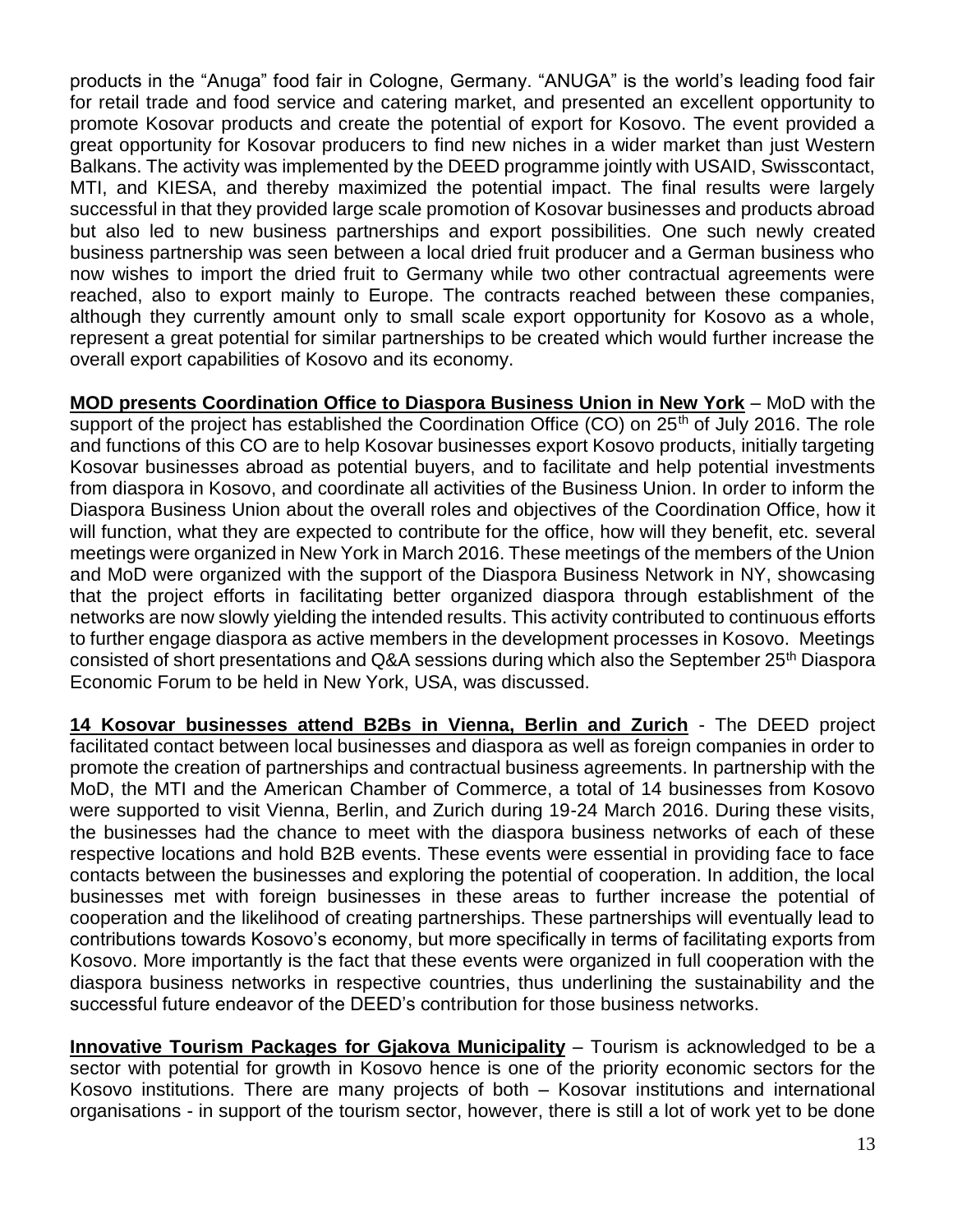products in the "Anuga" food fair in Cologne, Germany. "ANUGA" is the world's leading food fair for retail trade and food service and catering market, and presented an excellent opportunity to promote Kosovar products and create the potential of export for Kosovo. The event provided a great opportunity for Kosovar producers to find new niches in a wider market than just Western Balkans. The activity was implemented by the DEED programme jointly with USAID, Swisscontact, MTI, and KIESA, and thereby maximized the potential impact. The final results were largely successful in that they provided large scale promotion of Kosovar businesses and products abroad but also led to new business partnerships and export possibilities. One such newly created business partnership was seen between a local dried fruit producer and a German business who now wishes to import the dried fruit to Germany while two other contractual agreements were reached, also to export mainly to Europe. The contracts reached between these companies, although they currently amount only to small scale export opportunity for Kosovo as a whole, represent a great potential for similar partnerships to be created which would further increase the overall export capabilities of Kosovo and its economy.

**MOD presents Coordination Office to Diaspora Business Union in New York** – MoD with the support of the project has established the Coordination Office (CO) on 25th of July 2016. The role and functions of this CO are to help Kosovar businesses export Kosovo products, initially targeting Kosovar businesses abroad as potential buyers, and to facilitate and help potential investments from diaspora in Kosovo, and coordinate all activities of the Business Union. In order to inform the Diaspora Business Union about the overall roles and objectives of the Coordination Office, how it will function, what they are expected to contribute for the office, how will they benefit, etc. several meetings were organized in New York in March 2016. These meetings of the members of the Union and MoD were organized with the support of the Diaspora Business Network in NY, showcasing that the project efforts in facilitating better organized diaspora through establishment of the networks are now slowly yielding the intended results. This activity contributed to continuous efforts to further engage diaspora as active members in the development processes in Kosovo. Meetings consisted of short presentations and Q&A sessions during which also the September 25th Diaspora Economic Forum to be held in New York, USA, was discussed.

**14 Kosovar businesses attend B2Bs in Vienna, Berlin and Zurich** - The DEED project facilitated contact between local businesses and diaspora as well as foreign companies in order to promote the creation of partnerships and contractual business agreements. In partnership with the MoD, the MTI and the American Chamber of Commerce, a total of 14 businesses from Kosovo were supported to visit Vienna, Berlin, and Zurich during 19-24 March 2016. During these visits, the businesses had the chance to meet with the diaspora business networks of each of these respective locations and hold B2B events. These events were essential in providing face to face contacts between the businesses and exploring the potential of cooperation. In addition, the local businesses met with foreign businesses in these areas to further increase the potential of cooperation and the likelihood of creating partnerships. These partnerships will eventually lead to contributions towards Kosovo's economy, but more specifically in terms of facilitating exports from Kosovo. More importantly is the fact that these events were organized in full cooperation with the diaspora business networks in respective countries, thus underlining the sustainability and the successful future endeavor of the DEED's contribution for those business networks.

**Innovative Tourism Packages for Gjakova Municipality** – Tourism is acknowledged to be a sector with potential for growth in Kosovo hence is one of the priority economic sectors for the Kosovo institutions. There are many projects of both – Kosovar institutions and international organisations - in support of the tourism sector, however, there is still a lot of work yet to be done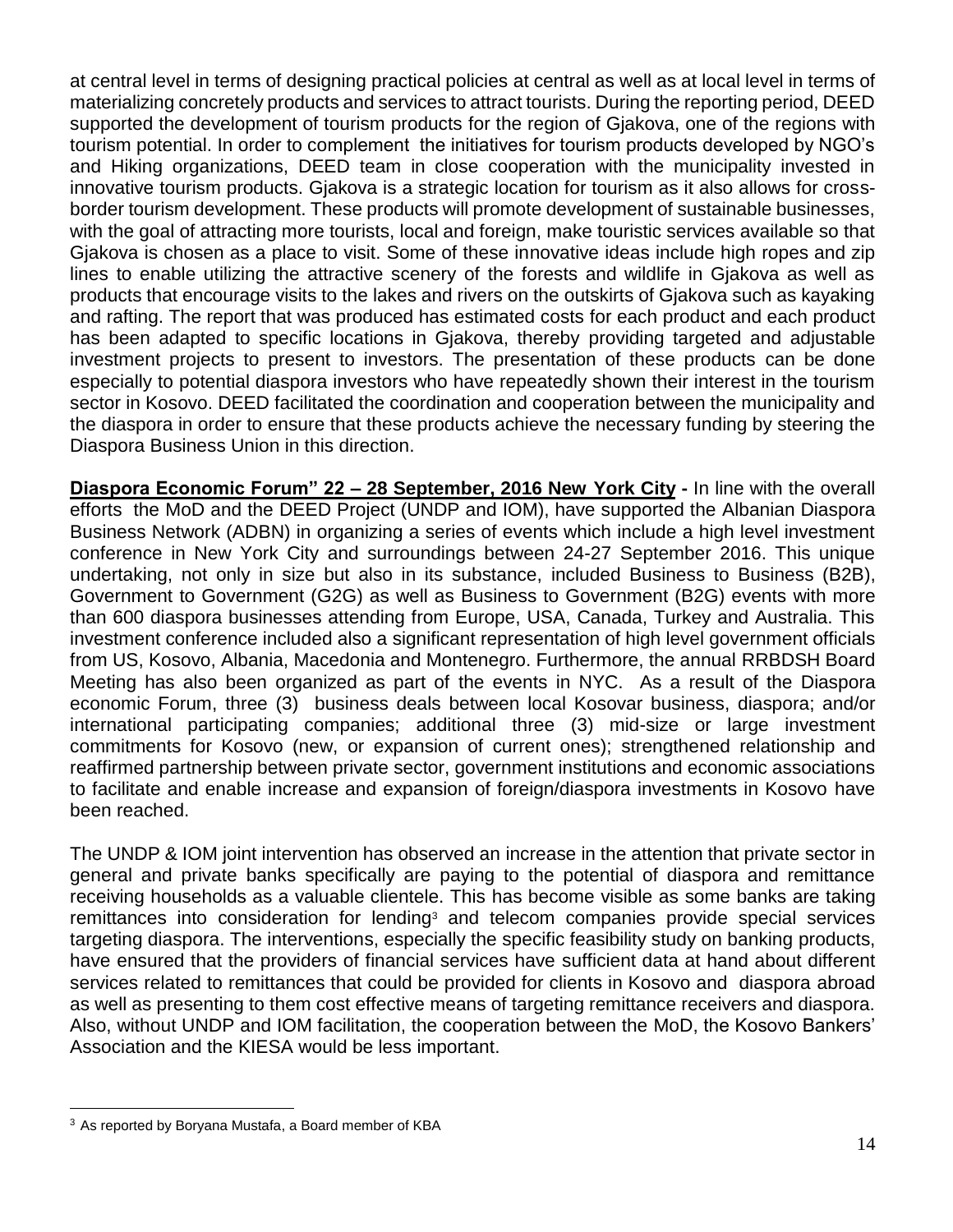at central level in terms of designing practical policies at central as well as at local level in terms of materializing concretely products and services to attract tourists. During the reporting period, DEED supported the development of tourism products for the region of Gjakova, one of the regions with tourism potential. In order to complement the initiatives for tourism products developed by NGO's and Hiking organizations, DEED team in close cooperation with the municipality invested in innovative tourism products. Gjakova is a strategic location for tourism as it also allows for cross-border tourism development. These products will promote development of sustainable businesses, with the goal of attracting more tourists, local and foreign, make touristic services available so that Gjakova is chosen as a place to visit. Some of these innovative ideas include high ropes and zip lines to enable utilizing the attractive scenery of the forests and wildlife in Gjakova as well as products that encourage visits to the lakes and rivers on the outskirts of Gjakova such as kayaking and rafting. The report that was produced has estimated costs for each product and each product has been adapted to specific locations in Gjakova, thereby providing targeted and adjustable investment projects to present to investors. The presentation of these products can be done especially to potential diaspora investors who have repeatedly shown their interest in the tourism sector in Kosovo. DEED facilitated the coordination and cooperation between the municipality and the diaspora in order to ensure that these products achieve the necessary funding by steering the Diaspora Business Union in this direction.

**Diaspora Economic Forum" 22 – 28 September, 2016 New York City -** In line with the overall efforts the MoD and the DEED Project (UNDP and IOM), have supported the Albanian Diaspora Business Network (ADBN) in organizing a series of events which include a high level investment conference in New York City and surroundings between 24-27 September 2016. This unique undertaking, not only in size but also in its substance, included Business to Business (B2B), Government to Government (G2G) as well as Business to Government (B2G) events with more than 600 diaspora businesses attending from Europe, USA, Canada, Turkey and Australia. This investment conference included also a significant representation of high level government officials from US, Kosovo, Albania, Macedonia and Montenegro. Furthermore, the annual RRBDSH Board Meeting has also been organized as part of the events in NYC. As a result of the Diaspora economic Forum, three (3) business deals between local Kosovar business, diaspora; and/or international participating companies; additional three (3) mid-size or large investment commitments for Kosovo (new, or expansion of current ones); strengthened relationship and reaffirmed partnership between private sector, government institutions and economic associations to facilitate and enable increase and expansion of foreign/diaspora investments in Kosovo have been reached.

The UNDP & IOM joint intervention has observed an increase in the attention that private sector in general and private banks specifically are paying to the potential of diaspora and remittance receiving households as a valuable clientele. This has become visible as some banks are taking remittances into consideration for lending[3] and telecom companies provide special services targeting diaspora. The interventions, especially the specific feasibility study on banking products, have ensured that the providers of financial services have sufficient data at hand about different services related to remittances that could be provided for clients in Kosovo and diaspora abroad as well as presenting to them cost effective means of targeting remittance receivers and diaspora. Also, without UNDP and IOM facilitation, the cooperation between the MoD, the Kosovo Bankers' Association and the KIESA would be less important.

[3] As reported by Boryana Mustafa, a Board member of KBA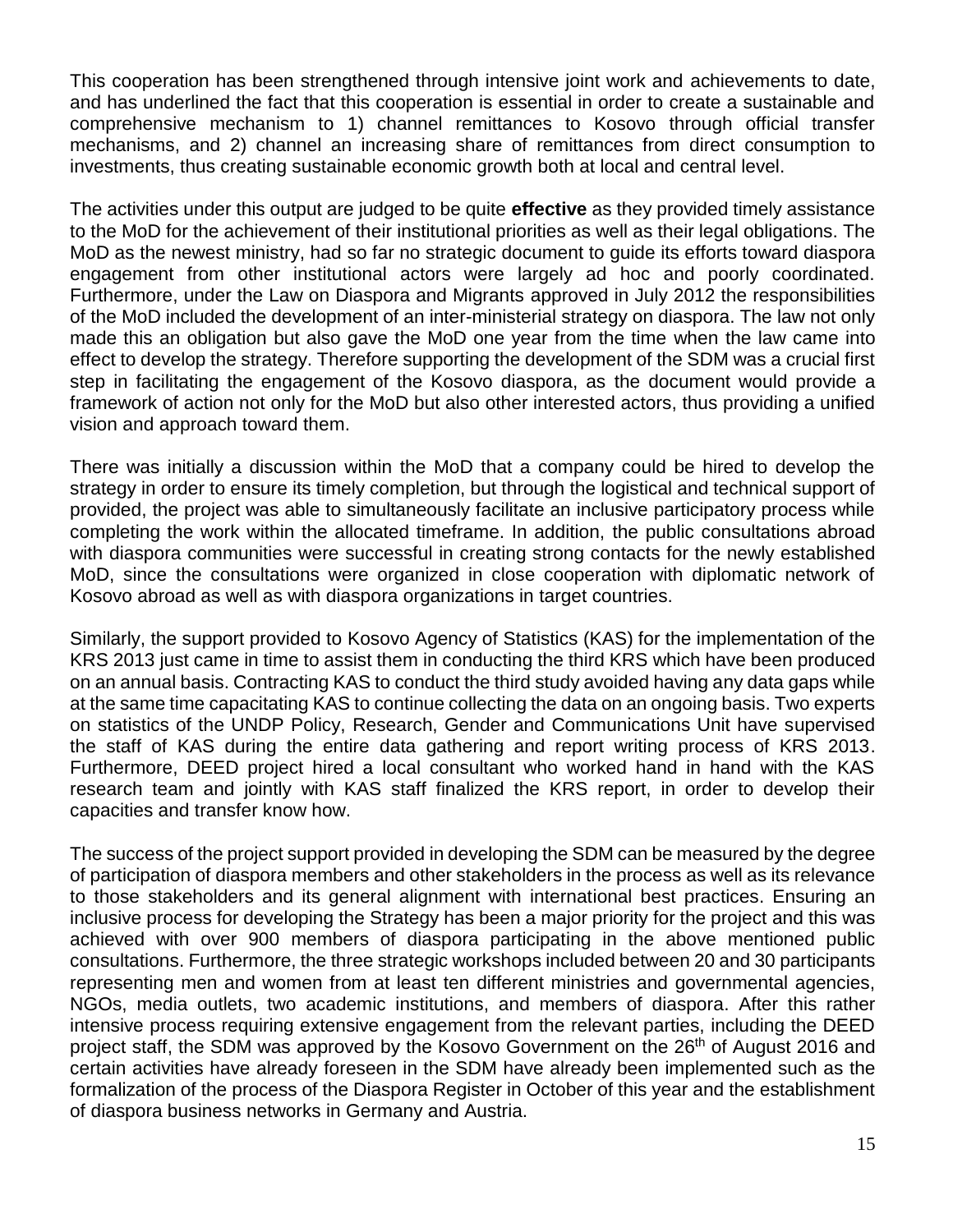This cooperation has been strengthened through intensive joint work and achievements to date, and has underlined the fact that this cooperation is essential in order to create a sustainable and comprehensive mechanism to 1) channel remittances to Kosovo through official transfer mechanisms, and 2) channel an increasing share of remittances from direct consumption to investments, thus creating sustainable economic growth both at local and central level.

The activities under this output are judged to be quite **effective** as they provided timely assistance to the MoD for the achievement of their institutional priorities as well as their legal obligations. The MoD as the newest ministry, had so far no strategic document to guide its efforts toward diaspora engagement from other institutional actors were largely ad hoc and poorly coordinated. Furthermore, under the Law on Diaspora and Migrants approved in July 2012 the responsibilities of the MoD included the development of an inter-ministerial strategy on diaspora. The law not only made this an obligation but also gave the MoD one year from the time when the law came into effect to develop the strategy. Therefore supporting the development of the SDM was a crucial first step in facilitating the engagement of the Kosovo diaspora, as the document would provide a framework of action not only for the MoD but also other interested actors, thus providing a unified vision and approach toward them.

There was initially a discussion within the MoD that a company could be hired to develop the strategy in order to ensure its timely completion, but through the logistical and technical support of provided, the project was able to simultaneously facilitate an inclusive participatory process while completing the work within the allocated timeframe. In addition, the public consultations abroad with diaspora communities were successful in creating strong contacts for the newly established MoD, since the consultations were organized in close cooperation with diplomatic network of Kosovo abroad as well as with diaspora organizations in target countries.

Similarly, the support provided to Kosovo Agency of Statistics (KAS) for the implementation of the KRS 2013 just came in time to assist them in conducting the third KRS which have been produced on an annual basis. Contracting KAS to conduct the third study avoided having any data gaps while at the same time capacitating KAS to continue collecting the data on an ongoing basis. Two experts on statistics of the UNDP Policy, Research, Gender and Communications Unit have supervised the staff of KAS during the entire data gathering and report writing process of KRS 2013. Furthermore, DEED project hired a local consultant who worked hand in hand with the KAS research team and jointly with KAS staff finalized the KRS report, in order to develop their capacities and transfer know how.

The success of the project support provided in developing the SDM can be measured by the degree of participation of diaspora members and other stakeholders in the process as well as its relevance to those stakeholders and its general alignment with international best practices. Ensuring an inclusive process for developing the Strategy has been a major priority for the project and this was achieved with over 900 members of diaspora participating in the above mentioned public consultations. Furthermore, the three strategic workshops included between 20 and 30 participants representing men and women from at least ten different ministries and governmental agencies, NGOs, media outlets, two academic institutions, and members of diaspora. After this rather intensive process requiring extensive engagement from the relevant parties, including the DEED project staff, the SDM was approved by the Kosovo Government on the 26th of August 2016 and certain activities have already foreseen in the SDM have already been implemented such as the formalization of the process of the Diaspora Register in October of this year and the establishment of diaspora business networks in Germany and Austria.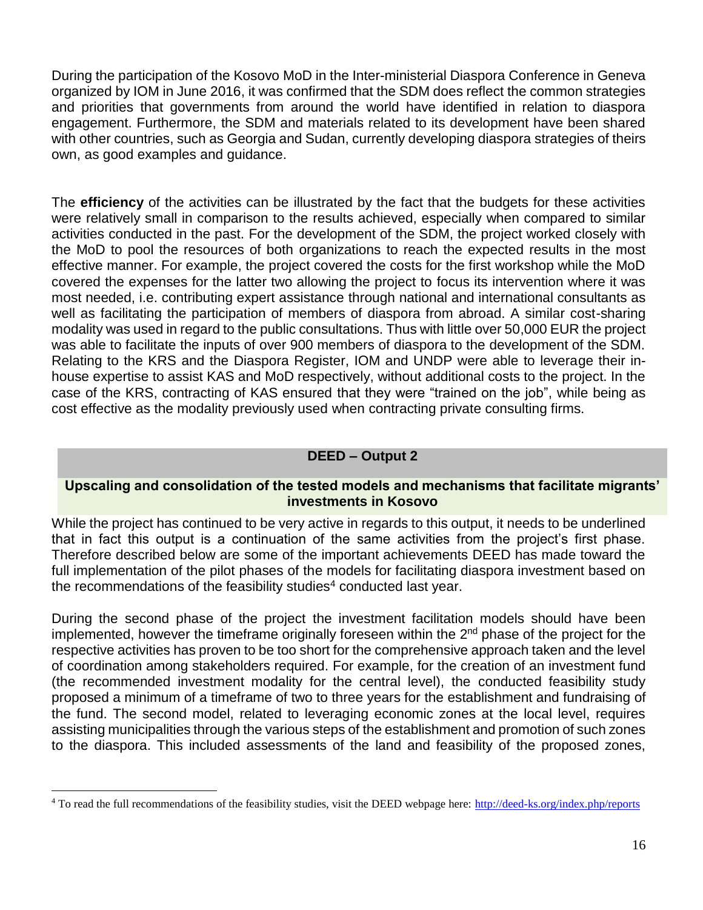During the participation of the Kosovo MoD in the Inter-ministerial Diaspora Conference in Geneva organized by IOM in June 2016, it was confirmed that the SDM does reflect the common strategies and priorities that governments from around the world have identified in relation to diaspora engagement. Furthermore, the SDM and materials related to its development have been shared with other countries, such as Georgia and Sudan, currently developing diaspora strategies of theirs own, as good examples and guidance.

The **efficiency** of the activities can be illustrated by the fact that the budgets for these activities were relatively small in comparison to the results achieved, especially when compared to similar activities conducted in the past. For the development of the SDM, the project worked closely with the MoD to pool the resources of both organizations to reach the expected results in the most effective manner. For example, the project covered the costs for the first workshop while the MoD covered the expenses for the latter two allowing the project to focus its intervention where it was most needed, i.e. contributing expert assistance through national and international consultants as well as facilitating the participation of members of diaspora from abroad. A similar cost-sharing modality was used in regard to the public consultations. Thus with little over 50,000 EUR the project was able to facilitate the inputs of over 900 members of diaspora to the development of the SDM. Relating to the KRS and the Diaspora Register, IOM and UNDP were able to leverage their in-house expertise to assist KAS and MoD respectively, without additional costs to the project. In the case of the KRS, contracting of KAS ensured that they were "trained on the job", while being as cost effective as the modality previously used when contracting private consulting firms.

## DEED – Output 2

### Upscaling and consolidation of the tested models and mechanisms that facilitate migrants' investments in Kosovo

While the project has continued to be very active in regards to this output, it needs to be underlined that in fact this output is a continuation of the same activities from the project's first phase. Therefore described below are some of the important achievements DEED has made toward the full implementation of the pilot phases of the models for facilitating diaspora investment based on the recommendations of the feasibility studies[4] conducted last year.

During the second phase of the project the investment facilitation models should have been implemented, however the timeframe originally foreseen within the 2nd phase of the project for the respective activities has proven to be too short for the comprehensive approach taken and the level of coordination among stakeholders required. For example, for the creation of an investment fund (the recommended investment modality for the central level), the conducted feasibility study proposed a minimum of a timeframe of two to three years for the establishment and fundraising of the fund. The second model, related to leveraging economic zones at the local level, requires assisting municipalities through the various steps of the establishment and promotion of such zones to the diaspora. This included assessments of the land and feasibility of the proposed zones,

[4] To read the full recommendations of the feasibility studies, visit the DEED webpage here: http://deed-ks.org/index.php/reports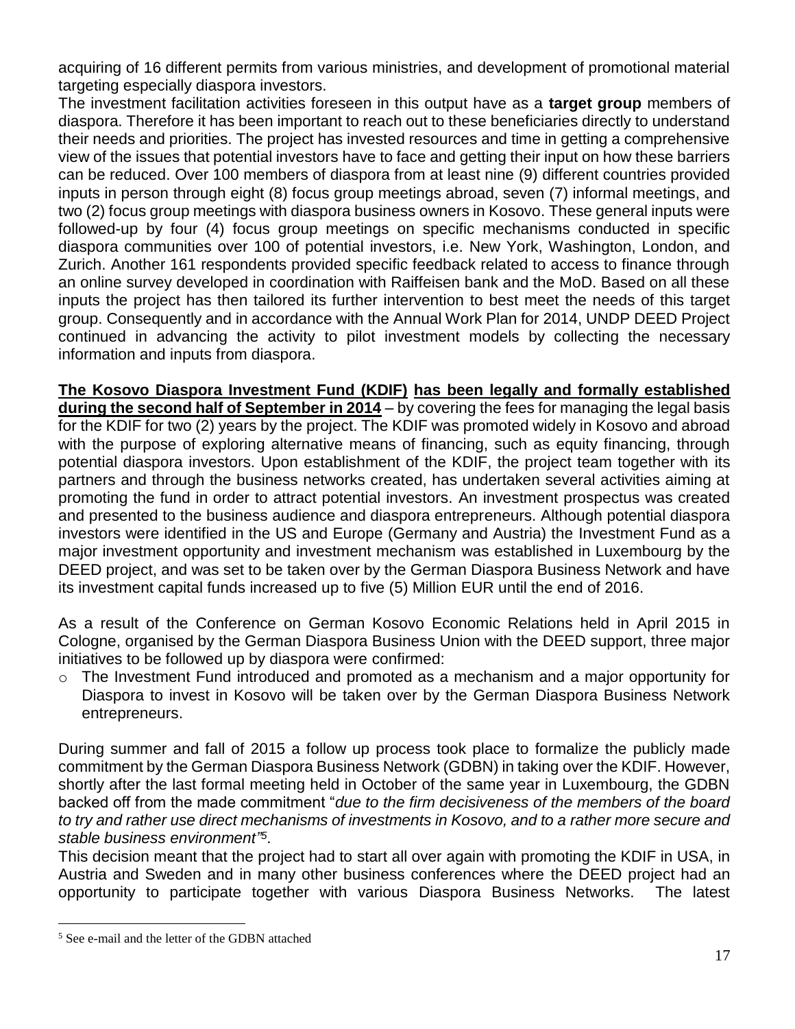acquiring of 16 different permits from various ministries, and development of promotional material targeting especially diaspora investors.

The investment facilitation activities foreseen in this output have as a **target group** members of diaspora. Therefore it has been important to reach out to these beneficiaries directly to understand their needs and priorities. The project has invested resources and time in getting a comprehensive view of the issues that potential investors have to face and getting their input on how these barriers can be reduced. Over 100 members of diaspora from at least nine (9) different countries provided inputs in person through eight (8) focus group meetings abroad, seven (7) informal meetings, and two (2) focus group meetings with diaspora business owners in Kosovo. These general inputs were followed-up by four (4) focus group meetings on specific mechanisms conducted in specific diaspora communities over 100 of potential investors, i.e. New York, Washington, London, and Zurich. Another 161 respondents provided specific feedback related to access to finance through an online survey developed in coordination with Raiffeisen bank and the MoD. Based on all these inputs the project has then tailored its further intervention to best meet the needs of this target group. Consequently and in accordance with the Annual Work Plan for 2014, UNDP DEED Project continued in advancing the activity to pilot investment models by collecting the necessary information and inputs from diaspora.

**The Kosovo Diaspora Investment Fund (KDIF) has been legally and formally established during the second half of September in 2014** – by covering the fees for managing the legal basis for the KDIF for two (2) years by the project. The KDIF was promoted widely in Kosovo and abroad with the purpose of exploring alternative means of financing, such as equity financing, through potential diaspora investors. Upon establishment of the KDIF, the project team together with its partners and through the business networks created, has undertaken several activities aiming at promoting the fund in order to attract potential investors. An investment prospectus was created and presented to the business audience and diaspora entrepreneurs. Although potential diaspora investors were identified in the US and Europe (Germany and Austria) the Investment Fund as a major investment opportunity and investment mechanism was established in Luxembourg by the DEED project, and was set to be taken over by the German Diaspora Business Network and have its investment capital funds increased up to five (5) Million EUR until the end of 2016.

As a result of the Conference on German Kosovo Economic Relations held in April 2015 in Cologne, organised by the German Diaspora Business Union with the DEED support, three major initiatives to be followed up by diaspora were confirmed:

- The Investment Fund introduced and promoted as a mechanism and a major opportunity for Diaspora to invest in Kosovo will be taken over by the German Diaspora Business Network entrepreneurs.

During summer and fall of 2015 a follow up process took place to formalize the publicly made commitment by the German Diaspora Business Network (GDBN) in taking over the KDIF. However, shortly after the last formal meeting held in October of the same year in Luxembourg, the GDBN backed off from the made commitment "*due to the firm decisiveness of the members of the board to try and rather use direct mechanisms of investments in Kosovo, and to a rather more secure and stable business environment"*[5].

This decision meant that the project had to start all over again with promoting the KDIF in USA, in Austria and Sweden and in many other business conferences where the DEED project had an opportunity to participate together with various Diaspora Business Networks. The latest

[5] See e-mail and the letter of the GDBN attached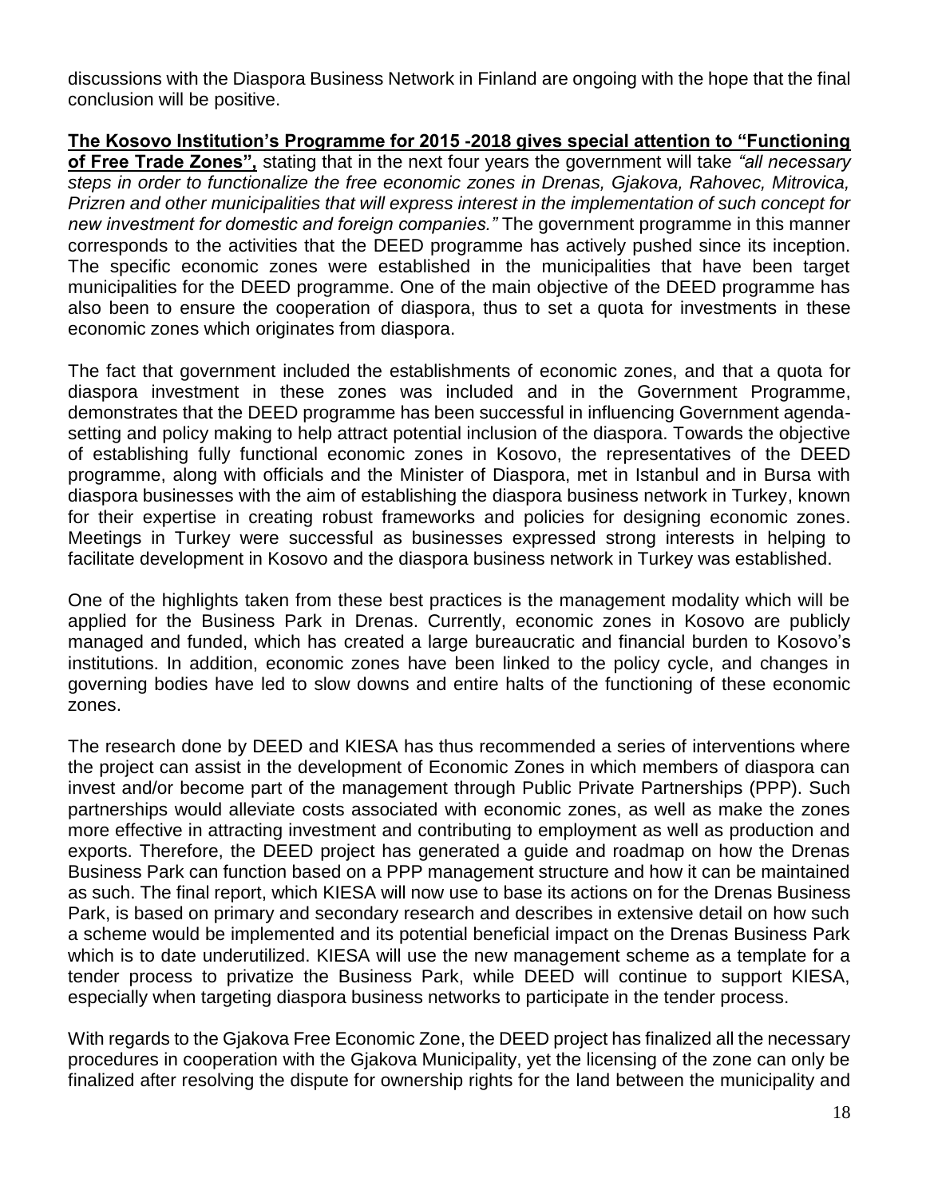discussions with the Diaspora Business Network in Finland are ongoing with the hope that the final conclusion will be positive.

**The Kosovo Institution's Programme for 2015 -2018 gives special attention to "Functioning of Free Trade Zones",** stating that in the next four years the government will take *"all necessary steps in order to functionalize the free economic zones in Drenas, Gjakova, Rahovec, Mitrovica, Prizren and other municipalities that will express interest in the implementation of such concept for new investment for domestic and foreign companies."* The government programme in this manner corresponds to the activities that the DEED programme has actively pushed since its inception. The specific economic zones were established in the municipalities that have been target municipalities for the DEED programme. One of the main objective of the DEED programme has also been to ensure the cooperation of diaspora, thus to set a quota for investments in these economic zones which originates from diaspora.

The fact that government included the establishments of economic zones, and that a quota for diaspora investment in these zones was included and in the Government Programme, demonstrates that the DEED programme has been successful in influencing Government agenda-setting and policy making to help attract potential inclusion of the diaspora. Towards the objective of establishing fully functional economic zones in Kosovo, the representatives of the DEED programme, along with officials and the Minister of Diaspora, met in Istanbul and in Bursa with diaspora businesses with the aim of establishing the diaspora business network in Turkey, known for their expertise in creating robust frameworks and policies for designing economic zones. Meetings in Turkey were successful as businesses expressed strong interests in helping to facilitate development in Kosovo and the diaspora business network in Turkey was established.

One of the highlights taken from these best practices is the management modality which will be applied for the Business Park in Drenas. Currently, economic zones in Kosovo are publicly managed and funded, which has created a large bureaucratic and financial burden to Kosovo's institutions. In addition, economic zones have been linked to the policy cycle, and changes in governing bodies have led to slow downs and entire halts of the functioning of these economic zones.

The research done by DEED and KIESA has thus recommended a series of interventions where the project can assist in the development of Economic Zones in which members of diaspora can invest and/or become part of the management through Public Private Partnerships (PPP). Such partnerships would alleviate costs associated with economic zones, as well as make the zones more effective in attracting investment and contributing to employment as well as production and exports. Therefore, the DEED project has generated a guide and roadmap on how the Drenas Business Park can function based on a PPP management structure and how it can be maintained as such. The final report, which KIESA will now use to base its actions on for the Drenas Business Park, is based on primary and secondary research and describes in extensive detail on how such a scheme would be implemented and its potential beneficial impact on the Drenas Business Park which is to date underutilized. KIESA will use the new management scheme as a template for a tender process to privatize the Business Park, while DEED will continue to support KIESA, especially when targeting diaspora business networks to participate in the tender process.

With regards to the Gjakova Free Economic Zone, the DEED project has finalized all the necessary procedures in cooperation with the Gjakova Municipality, yet the licensing of the zone can only be finalized after resolving the dispute for ownership rights for the land between the municipality and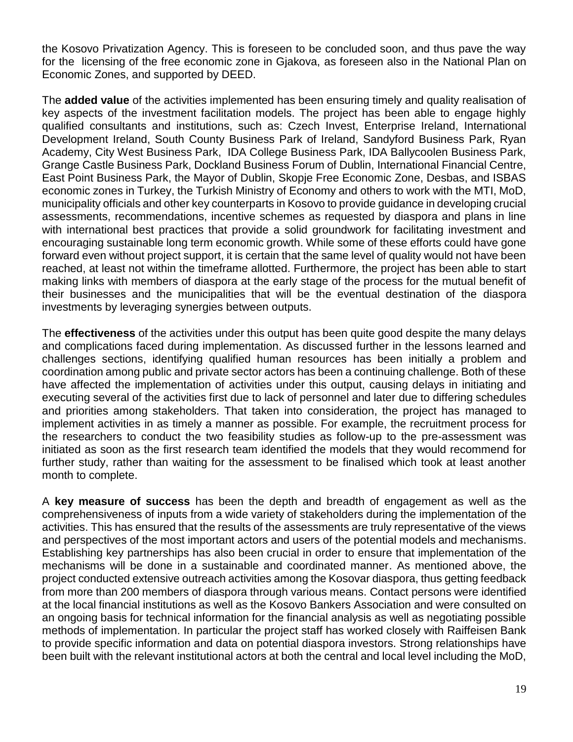the Kosovo Privatization Agency. This is foreseen to be concluded soon, and thus pave the way for the licensing of the free economic zone in Gjakova, as foreseen also in the National Plan on Economic Zones, and supported by DEED.

The **added value** of the activities implemented has been ensuring timely and quality realisation of key aspects of the investment facilitation models. The project has been able to engage highly qualified consultants and institutions, such as: Czech Invest, Enterprise Ireland, International Development Ireland, South County Business Park of Ireland, Sandyford Business Park, Ryan Academy, City West Business Park, IDA College Business Park, IDA Ballycoolen Business Park, Grange Castle Business Park, Dockland Business Forum of Dublin, International Financial Centre, East Point Business Park, the Mayor of Dublin, Skopje Free Economic Zone, Desbas, and ISBAS economic zones in Turkey, the Turkish Ministry of Economy and others to work with the MTI, MoD, municipality officials and other key counterparts in Kosovo to provide guidance in developing crucial assessments, recommendations, incentive schemes as requested by diaspora and plans in line with international best practices that provide a solid groundwork for facilitating investment and encouraging sustainable long term economic growth. While some of these efforts could have gone forward even without project support, it is certain that the same level of quality would not have been reached, at least not within the timeframe allotted. Furthermore, the project has been able to start making links with members of diaspora at the early stage of the process for the mutual benefit of their businesses and the municipalities that will be the eventual destination of the diaspora investments by leveraging synergies between outputs.

The **effectiveness** of the activities under this output has been quite good despite the many delays and complications faced during implementation. As discussed further in the lessons learned and challenges sections, identifying qualified human resources has been initially a problem and coordination among public and private sector actors has been a continuing challenge. Both of these have affected the implementation of activities under this output, causing delays in initiating and executing several of the activities first due to lack of personnel and later due to differing schedules and priorities among stakeholders. That taken into consideration, the project has managed to implement activities in as timely a manner as possible. For example, the recruitment process for the researchers to conduct the two feasibility studies as follow-up to the pre-assessment was initiated as soon as the first research team identified the models that they would recommend for further study, rather than waiting for the assessment to be finalised which took at least another month to complete.

A **key measure of success** has been the depth and breadth of engagement as well as the comprehensiveness of inputs from a wide variety of stakeholders during the implementation of the activities. This has ensured that the results of the assessments are truly representative of the views and perspectives of the most important actors and users of the potential models and mechanisms. Establishing key partnerships has also been crucial in order to ensure that implementation of the mechanisms will be done in a sustainable and coordinated manner. As mentioned above, the project conducted extensive outreach activities among the Kosovar diaspora, thus getting feedback from more than 200 members of diaspora through various means. Contact persons were identified at the local financial institutions as well as the Kosovo Bankers Association and were consulted on an ongoing basis for technical information for the financial analysis as well as negotiating possible methods of implementation. In particular the project staff has worked closely with Raiffeisen Bank to provide specific information and data on potential diaspora investors. Strong relationships have been built with the relevant institutional actors at both the central and local level including the MoD,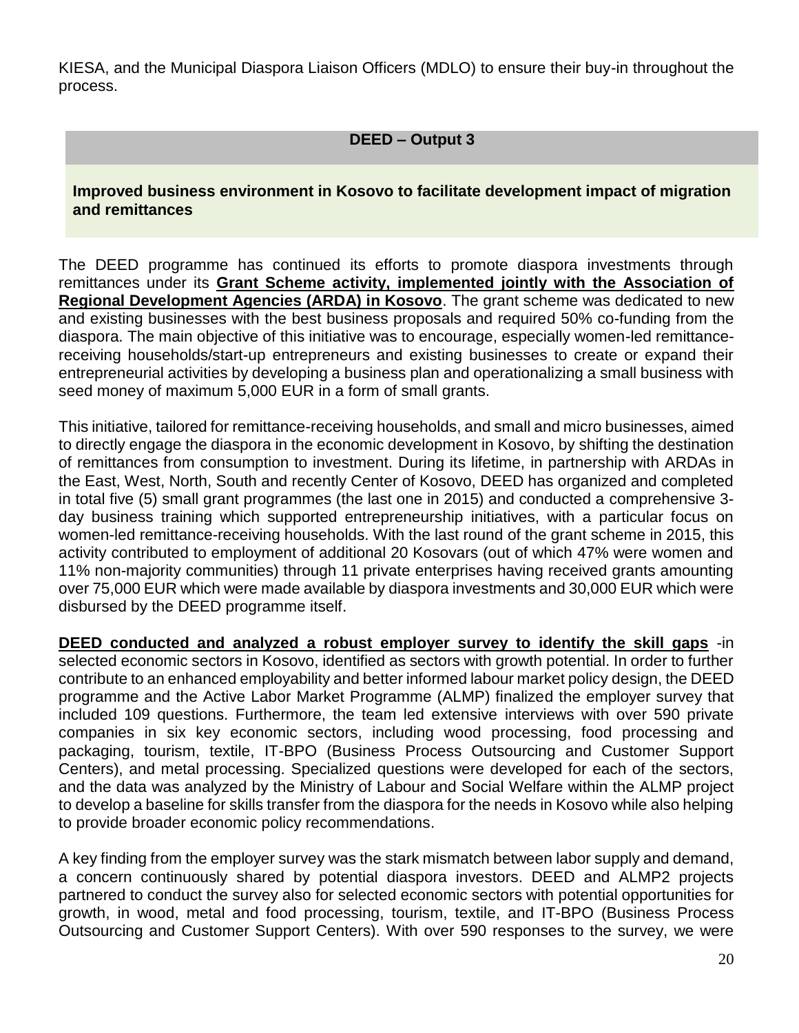KIESA, and the Municipal Diaspora Liaison Officers (MDLO) to ensure their buy-in throughout the process.

## DEED – Output 3

**Improved business environment in Kosovo to facilitate development impact of migration and remittances**

The DEED programme has continued its efforts to promote diaspora investments through remittances under its **Grant Scheme activity, implemented jointly with the Association of Regional Development Agencies (ARDA) in Kosovo**. The grant scheme was dedicated to new and existing businesses with the best business proposals and required 50% co-funding from the diaspora. The main objective of this initiative was to encourage, especially women-led remittance-receiving households/start-up entrepreneurs and existing businesses to create or expand their entrepreneurial activities by developing a business plan and operationalizing a small business with seed money of maximum 5,000 EUR in a form of small grants.

This initiative, tailored for remittance-receiving households, and small and micro businesses, aimed to directly engage the diaspora in the economic development in Kosovo, by shifting the destination of remittances from consumption to investment. During its lifetime, in partnership with ARDAs in the East, West, North, South and recently Center of Kosovo, DEED has organized and completed in total five (5) small grant programmes (the last one in 2015) and conducted a comprehensive 3-day business training which supported entrepreneurship initiatives, with a particular focus on women-led remittance-receiving households. With the last round of the grant scheme in 2015, this activity contributed to employment of additional 20 Kosovars (out of which 47% were women and 11% non-majority communities) through 11 private enterprises having received grants amounting over 75,000 EUR which were made available by diaspora investments and 30,000 EUR which were disbursed by the DEED programme itself.

**DEED conducted and analyzed a robust employer survey to identify the skill gaps** -in selected economic sectors in Kosovo, identified as sectors with growth potential. In order to further contribute to an enhanced employability and better informed labour market policy design, the DEED programme and the Active Labor Market Programme (ALMP) finalized the employer survey that included 109 questions. Furthermore, the team led extensive interviews with over 590 private companies in six key economic sectors, including wood processing, food processing and packaging, tourism, textile, IT-BPO (Business Process Outsourcing and Customer Support Centers), and metal processing. Specialized questions were developed for each of the sectors, and the data was analyzed by the Ministry of Labour and Social Welfare within the ALMP project to develop a baseline for skills transfer from the diaspora for the needs in Kosovo while also helping to provide broader economic policy recommendations.

A key finding from the employer survey was the stark mismatch between labor supply and demand, a concern continuously shared by potential diaspora investors. DEED and ALMP2 projects partnered to conduct the survey also for selected economic sectors with potential opportunities for growth, in wood, metal and food processing, tourism, textile, and IT-BPO (Business Process Outsourcing and Customer Support Centers). With over 590 responses to the survey, we were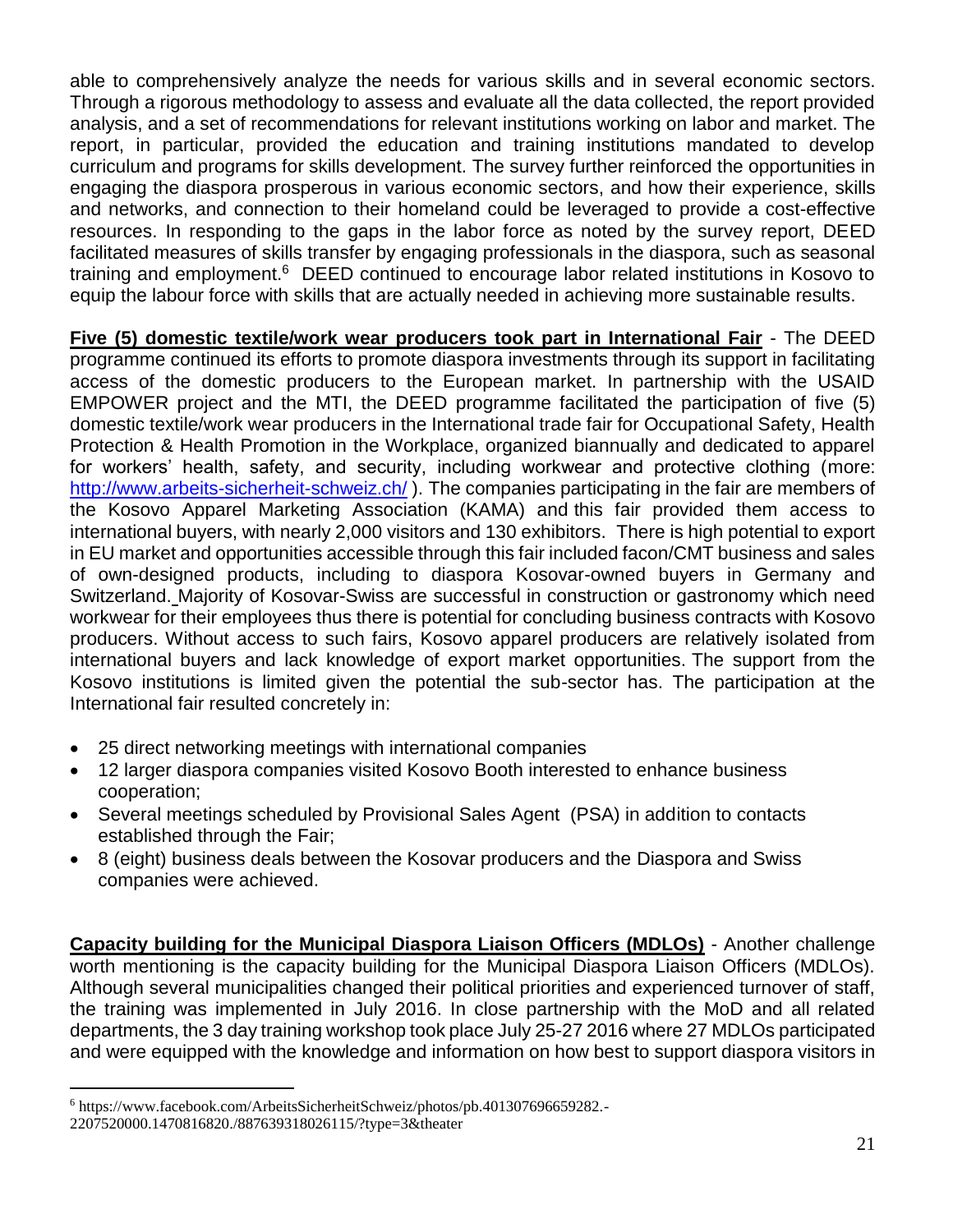able to comprehensively analyze the needs for various skills and in several economic sectors. Through a rigorous methodology to assess and evaluate all the data collected, the report provided analysis, and a set of recommendations for relevant institutions working on labor and market. The report, in particular, provided the education and training institutions mandated to develop curriculum and programs for skills development. The survey further reinforced the opportunities in engaging the diaspora prosperous in various economic sectors, and how their experience, skills and networks, and connection to their homeland could be leveraged to provide a cost-effective resources. In responding to the gaps in the labor force as noted by the survey report, DEED facilitated measures of skills transfer by engaging professionals in the diaspora, such as seasonal training and employment.[6] DEED continued to encourage labor related institutions in Kosovo to equip the labour force with skills that are actually needed in achieving more sustainable results.

**Five (5) domestic textile/work wear producers took part in International Fair** - The DEED programme continued its efforts to promote diaspora investments through its support in facilitating access of the domestic producers to the European market. In partnership with the USAID EMPOWER project and the MTI, the DEED programme facilitated the participation of five (5) domestic textile/work wear producers in the International trade fair for Occupational Safety, Health Protection & Health Promotion in the Workplace, organized biannually and dedicated to apparel for workers' health, safety, and security, including workwear and protective clothing (more: http://www.arbeits-sicherheit-schweiz.ch/ ). The companies participating in the fair are members of the Kosovo Apparel Marketing Association (KAMA) and this fair provided them access to international buyers, with nearly 2,000 visitors and 130 exhibitors. There is high potential to export in EU market and opportunities accessible through this fair included facon/CMT business and sales of own-designed products, including to diaspora Kosovar-owned buyers in Germany and Switzerland. Majority of Kosovar-Swiss are successful in construction or gastronomy which need workwear for their employees thus there is potential for concluding business contracts with Kosovo producers. Without access to such fairs, Kosovo apparel producers are relatively isolated from international buyers and lack knowledge of export market opportunities. The support from the Kosovo institutions is limited given the potential the sub-sector has. The participation at the International fair resulted concretely in:

- 25 direct networking meetings with international companies
- 12 larger diaspora companies visited Kosovo Booth interested to enhance business cooperation;
- Several meetings scheduled by Provisional Sales Agent (PSA) in addition to contacts established through the Fair;
- 8 (eight) business deals between the Kosovar producers and the Diaspora and Swiss companies were achieved.

**Capacity building for the Municipal Diaspora Liaison Officers (MDLOs)** - Another challenge worth mentioning is the capacity building for the Municipal Diaspora Liaison Officers (MDLOs). Although several municipalities changed their political priorities and experienced turnover of staff, the training was implemented in July 2016. In close partnership with the MoD and all related departments, the 3 day training workshop took place July 25-27 2016 where 27 MDLOs participated and were equipped with the knowledge and information on how best to support diaspora visitors in

[6] https://www.facebook.com/ArbeitsSicherheitSchweiz/photos/pb.401307696659282.-2207520000.1470816820./887639318026115/?type=3&theater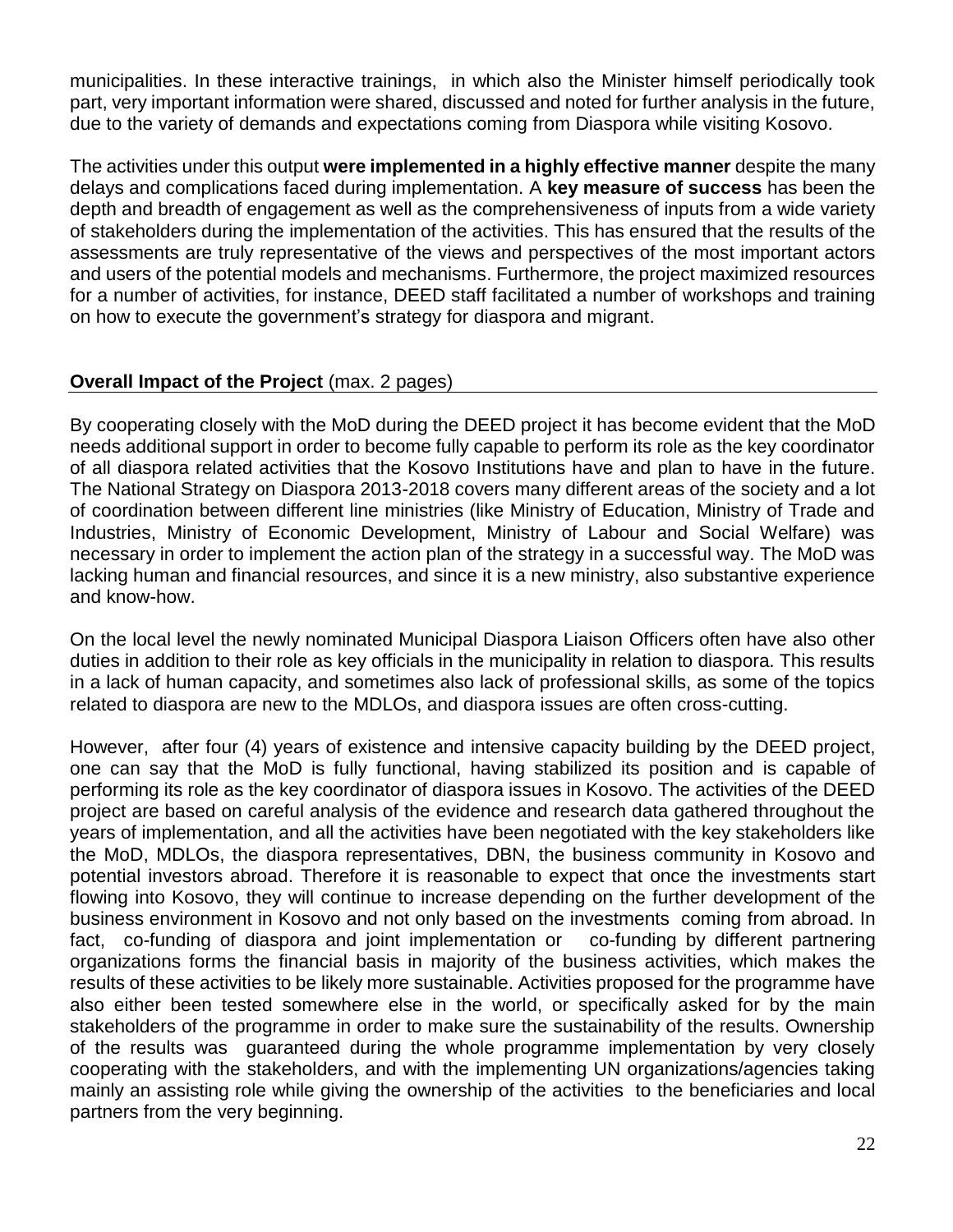municipalities. In these interactive trainings, in which also the Minister himself periodically took part, very important information were shared, discussed and noted for further analysis in the future, due to the variety of demands and expectations coming from Diaspora while visiting Kosovo.

The activities under this output **were implemented in a highly effective manner** despite the many delays and complications faced during implementation. A **key measure of success** has been the depth and breadth of engagement as well as the comprehensiveness of inputs from a wide variety of stakeholders during the implementation of the activities. This has ensured that the results of the assessments are truly representative of the views and perspectives of the most important actors and users of the potential models and mechanisms. Furthermore, the project maximized resources for a number of activities, for instance, DEED staff facilitated a number of workshops and training on how to execute the government's strategy for diaspora and migrant.

## **Overall Impact of the Project** (max. 2 pages)

By cooperating closely with the MoD during the DEED project it has become evident that the MoD needs additional support in order to become fully capable to perform its role as the key coordinator of all diaspora related activities that the Kosovo Institutions have and plan to have in the future. The National Strategy on Diaspora 2013-2018 covers many different areas of the society and a lot of coordination between different line ministries (like Ministry of Education, Ministry of Trade and Industries, Ministry of Economic Development, Ministry of Labour and Social Welfare) was necessary in order to implement the action plan of the strategy in a successful way. The MoD was lacking human and financial resources, and since it is a new ministry, also substantive experience and know-how.

On the local level the newly nominated Municipal Diaspora Liaison Officers often have also other duties in addition to their role as key officials in the municipality in relation to diaspora. This results in a lack of human capacity, and sometimes also lack of professional skills, as some of the topics related to diaspora are new to the MDLOs, and diaspora issues are often cross-cutting.

However, after four (4) years of existence and intensive capacity building by the DEED project, one can say that the MoD is fully functional, having stabilized its position and is capable of performing its role as the key coordinator of diaspora issues in Kosovo. The activities of the DEED project are based on careful analysis of the evidence and research data gathered throughout the years of implementation, and all the activities have been negotiated with the key stakeholders like the MoD, MDLOs, the diaspora representatives, DBN, the business community in Kosovo and potential investors abroad. Therefore it is reasonable to expect that once the investments start flowing into Kosovo, they will continue to increase depending on the further development of the business environment in Kosovo and not only based on the investments coming from abroad. In fact, co-funding of diaspora and joint implementation or co-funding by different partnering organizations forms the financial basis in majority of the business activities, which makes the results of these activities to be likely more sustainable. Activities proposed for the programme have also either been tested somewhere else in the world, or specifically asked for by the main stakeholders of the programme in order to make sure the sustainability of the results. Ownership of the results was guaranteed during the whole programme implementation by very closely cooperating with the stakeholders, and with the implementing UN organizations/agencies taking mainly an assisting role while giving the ownership of the activities to the beneficiaries and local partners from the very beginning.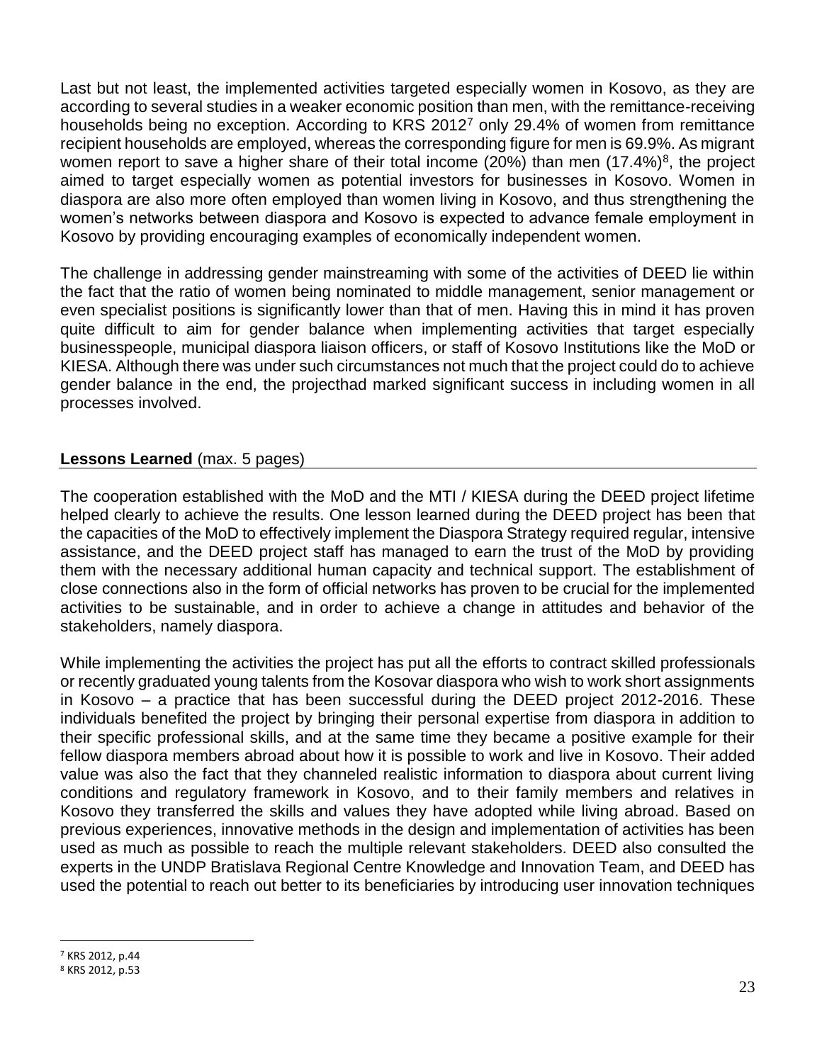Last but not least, the implemented activities targeted especially women in Kosovo, as they are according to several studies in a weaker economic position than men, with the remittance-receiving households being no exception. According to KRS 2012[7] only 29.4% of women from remittance recipient households are employed, whereas the corresponding figure for men is 69.9%. As migrant women report to save a higher share of their total income (20%) than men (17.4%)[8], the project aimed to target especially women as potential investors for businesses in Kosovo. Women in diaspora are also more often employed than women living in Kosovo, and thus strengthening the women's networks between diaspora and Kosovo is expected to advance female employment in Kosovo by providing encouraging examples of economically independent women.

The challenge in addressing gender mainstreaming with some of the activities of DEED lie within the fact that the ratio of women being nominated to middle management, senior management or even specialist positions is significantly lower than that of men. Having this in mind it has proven quite difficult to aim for gender balance when implementing activities that target especially businesspeople, municipal diaspora liaison officers, or staff of Kosovo Institutions like the MoD or KIESA. Although there was under such circumstances not much that the project could do to achieve gender balance in the end, the projecthad marked significant success in including women in all processes involved.

## **Lessons Learned** (max. 5 pages)

The cooperation established with the MoD and the MTI / KIESA during the DEED project lifetime helped clearly to achieve the results. One lesson learned during the DEED project has been that the capacities of the MoD to effectively implement the Diaspora Strategy required regular, intensive assistance, and the DEED project staff has managed to earn the trust of the MoD by providing them with the necessary additional human capacity and technical support. The establishment of close connections also in the form of official networks has proven to be crucial for the implemented activities to be sustainable, and in order to achieve a change in attitudes and behavior of the stakeholders, namely diaspora.

While implementing the activities the project has put all the efforts to contract skilled professionals or recently graduated young talents from the Kosovar diaspora who wish to work short assignments in Kosovo – a practice that has been successful during the DEED project 2012-2016. These individuals benefited the project by bringing their personal expertise from diaspora in addition to their specific professional skills, and at the same time they became a positive example for their fellow diaspora members abroad about how it is possible to work and live in Kosovo. Their added value was also the fact that they channeled realistic information to diaspora about current living conditions and regulatory framework in Kosovo, and to their family members and relatives in Kosovo they transferred the skills and values they have adopted while living abroad. Based on previous experiences, innovative methods in the design and implementation of activities has been used as much as possible to reach the multiple relevant stakeholders. DEED also consulted the experts in the UNDP Bratislava Regional Centre Knowledge and Innovation Team, and DEED has used the potential to reach out better to its beneficiaries by introducing user innovation techniques

---

[7] KRS 2012, p.44

[8] KRS 2012, p.53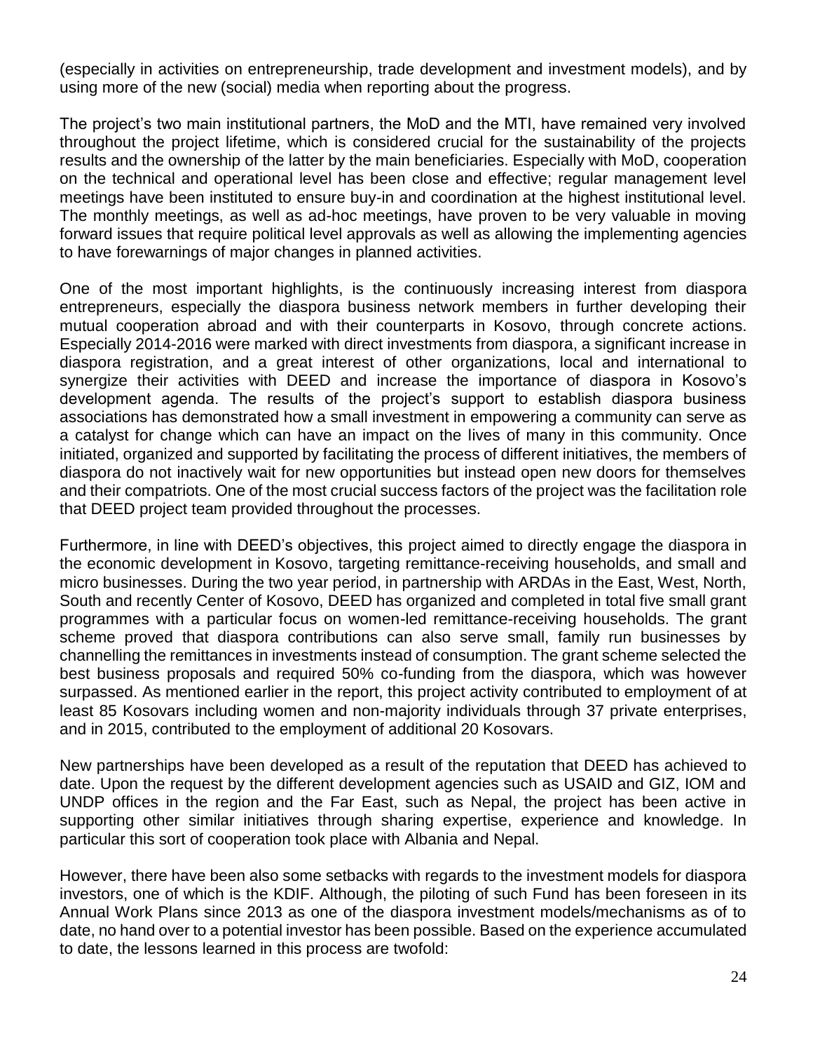(especially in activities on entrepreneurship, trade development and investment models), and by using more of the new (social) media when reporting about the progress.

The project's two main institutional partners, the MoD and the MTI, have remained very involved throughout the project lifetime, which is considered crucial for the sustainability of the projects results and the ownership of the latter by the main beneficiaries. Especially with MoD, cooperation on the technical and operational level has been close and effective; regular management level meetings have been instituted to ensure buy-in and coordination at the highest institutional level. The monthly meetings, as well as ad-hoc meetings, have proven to be very valuable in moving forward issues that require political level approvals as well as allowing the implementing agencies to have forewarnings of major changes in planned activities.

One of the most important highlights, is the continuously increasing interest from diaspora entrepreneurs, especially the diaspora business network members in further developing their mutual cooperation abroad and with their counterparts in Kosovo, through concrete actions. Especially 2014-2016 were marked with direct investments from diaspora, a significant increase in diaspora registration, and a great interest of other organizations, local and international to synergize their activities with DEED and increase the importance of diaspora in Kosovo's development agenda. The results of the project's support to establish diaspora business associations has demonstrated how a small investment in empowering a community can serve as a catalyst for change which can have an impact on the lives of many in this community. Once initiated, organized and supported by facilitating the process of different initiatives, the members of diaspora do not inactively wait for new opportunities but instead open new doors for themselves and their compatriots. One of the most crucial success factors of the project was the facilitation role that DEED project team provided throughout the processes.

Furthermore, in line with DEED's objectives, this project aimed to directly engage the diaspora in the economic development in Kosovo, targeting remittance-receiving households, and small and micro businesses. During the two year period, in partnership with ARDAs in the East, West, North, South and recently Center of Kosovo, DEED has organized and completed in total five small grant programmes with a particular focus on women-led remittance-receiving households. The grant scheme proved that diaspora contributions can also serve small, family run businesses by channelling the remittances in investments instead of consumption. The grant scheme selected the best business proposals and required 50% co-funding from the diaspora, which was however surpassed. As mentioned earlier in the report, this project activity contributed to employment of at least 85 Kosovars including women and non-majority individuals through 37 private enterprises, and in 2015, contributed to the employment of additional 20 Kosovars.

New partnerships have been developed as a result of the reputation that DEED has achieved to date. Upon the request by the different development agencies such as USAID and GIZ, IOM and UNDP offices in the region and the Far East, such as Nepal, the project has been active in supporting other similar initiatives through sharing expertise, experience and knowledge. In particular this sort of cooperation took place with Albania and Nepal.

However, there have been also some setbacks with regards to the investment models for diaspora investors, one of which is the KDIF. Although, the piloting of such Fund has been foreseen in its Annual Work Plans since 2013 as one of the diaspora investment models/mechanisms as of to date, no hand over to a potential investor has been possible. Based on the experience accumulated to date, the lessons learned in this process are twofold: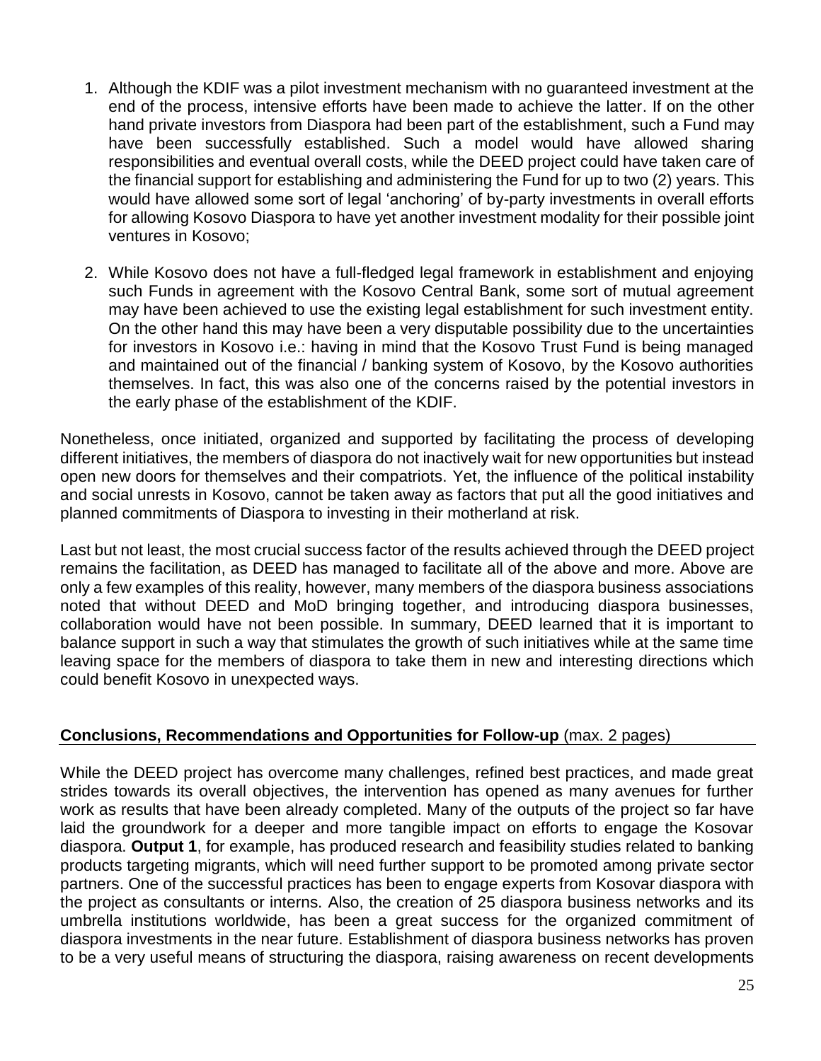1. Although the KDIF was a pilot investment mechanism with no guaranteed investment at the end of the process, intensive efforts have been made to achieve the latter. If on the other hand private investors from Diaspora had been part of the establishment, such a Fund may have been successfully established. Such a model would have allowed sharing responsibilities and eventual overall costs, while the DEED project could have taken care of the financial support for establishing and administering the Fund for up to two (2) years. This would have allowed some sort of legal 'anchoring' of by-party investments in overall efforts for allowing Kosovo Diaspora to have yet another investment modality for their possible joint ventures in Kosovo;

2. While Kosovo does not have a full-fledged legal framework in establishment and enjoying such Funds in agreement with the Kosovo Central Bank, some sort of mutual agreement may have been achieved to use the existing legal establishment for such investment entity. On the other hand this may have been a very disputable possibility due to the uncertainties for investors in Kosovo i.e.: having in mind that the Kosovo Trust Fund is being managed and maintained out of the financial / banking system of Kosovo, by the Kosovo authorities themselves. In fact, this was also one of the concerns raised by the potential investors in the early phase of the establishment of the KDIF.

Nonetheless, once initiated, organized and supported by facilitating the process of developing different initiatives, the members of diaspora do not inactively wait for new opportunities but instead open new doors for themselves and their compatriots. Yet, the influence of the political instability and social unrests in Kosovo, cannot be taken away as factors that put all the good initiatives and planned commitments of Diaspora to investing in their motherland at risk.

Last but not least, the most crucial success factor of the results achieved through the DEED project remains the facilitation, as DEED has managed to facilitate all of the above and more. Above are only a few examples of this reality, however, many members of the diaspora business associations noted that without DEED and MoD bringing together, and introducing diaspora businesses, collaboration would have not been possible. In summary, DEED learned that it is important to balance support in such a way that stimulates the growth of such initiatives while at the same time leaving space for the members of diaspora to take them in new and interesting directions which could benefit Kosovo in unexpected ways.

## Conclusions, Recommendations and Opportunities for Follow-up (max. 2 pages)

While the DEED project has overcome many challenges, refined best practices, and made great strides towards its overall objectives, the intervention has opened as many avenues for further work as results that have been already completed. Many of the outputs of the project so far have laid the groundwork for a deeper and more tangible impact on efforts to engage the Kosovar diaspora. **Output 1**, for example, has produced research and feasibility studies related to banking products targeting migrants, which will need further support to be promoted among private sector partners. One of the successful practices has been to engage experts from Kosovar diaspora with the project as consultants or interns. Also, the creation of 25 diaspora business networks and its umbrella institutions worldwide, has been a great success for the organized commitment of diaspora investments in the near future. Establishment of diaspora business networks has proven to be a very useful means of structuring the diaspora, raising awareness on recent developments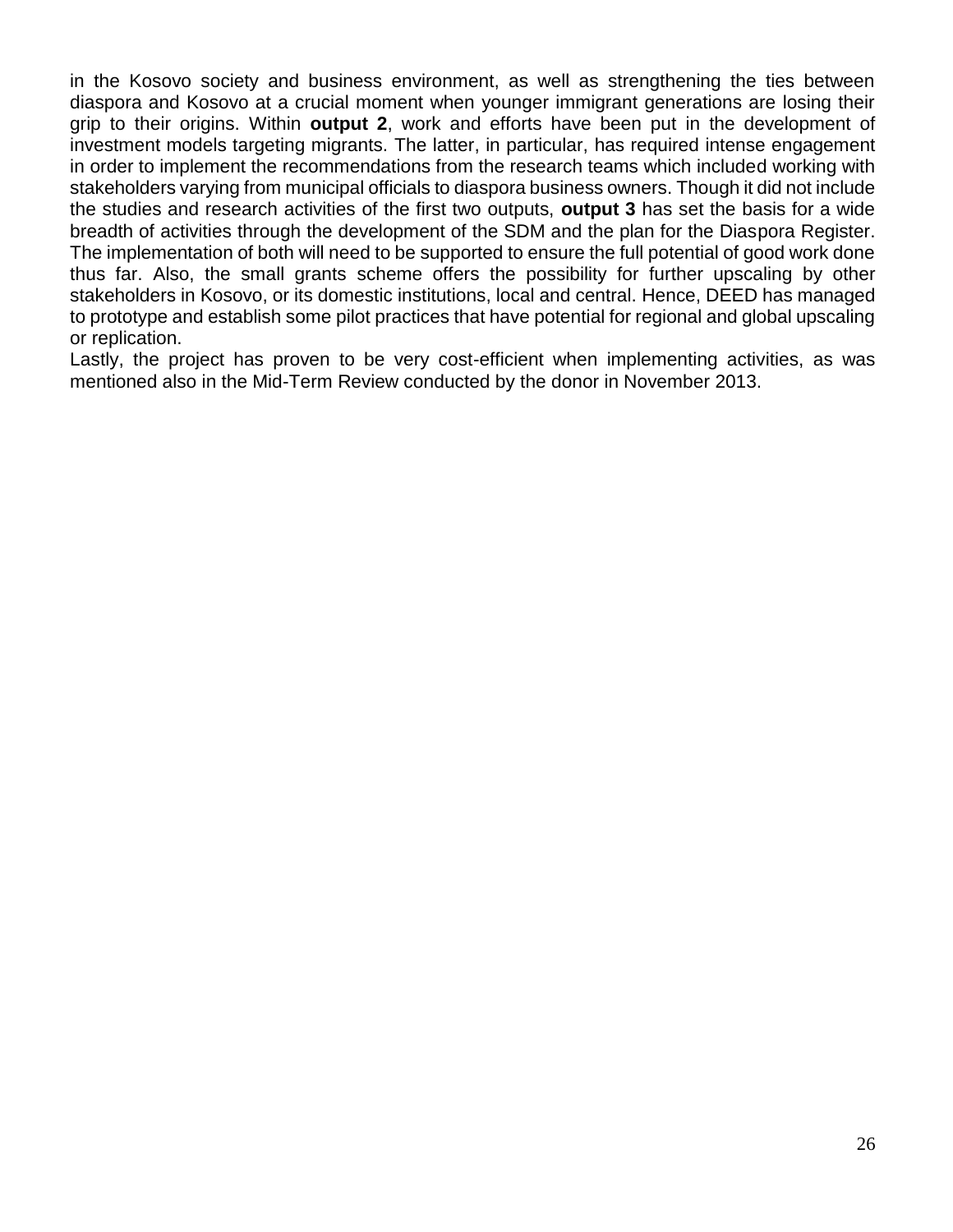in the Kosovo society and business environment, as well as strengthening the ties between diaspora and Kosovo at a crucial moment when younger immigrant generations are losing their grip to their origins. Within **output 2**, work and efforts have been put in the development of investment models targeting migrants. The latter, in particular, has required intense engagement in order to implement the recommendations from the research teams which included working with stakeholders varying from municipal officials to diaspora business owners. Though it did not include the studies and research activities of the first two outputs, **output 3** has set the basis for a wide breadth of activities through the development of the SDM and the plan for the Diaspora Register. The implementation of both will need to be supported to ensure the full potential of good work done thus far. Also, the small grants scheme offers the possibility for further upscaling by other stakeholders in Kosovo, or its domestic institutions, local and central. Hence, DEED has managed to prototype and establish some pilot practices that have potential for regional and global upscaling or replication.

Lastly, the project has proven to be very cost-efficient when implementing activities, as was mentioned also in the Mid-Term Review conducted by the donor in November 2013.